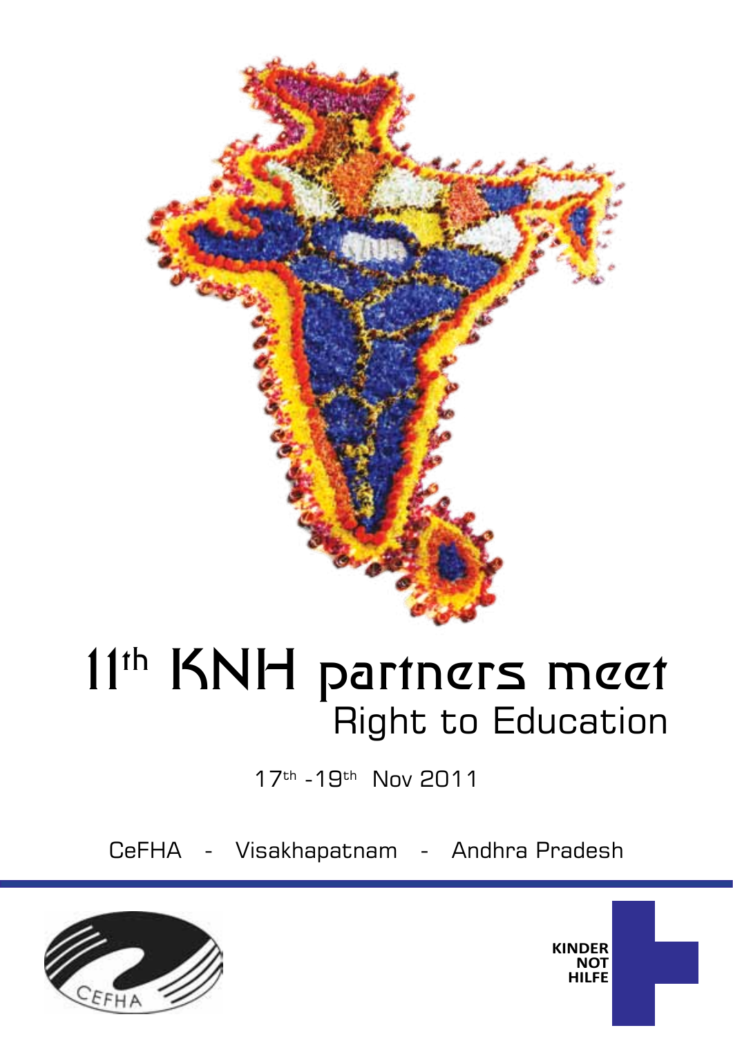# 11th KNH partners meet

## Right to Education

17th -19th Nov 2011

CeFHA - Visakhapatnam - Andhra Pradesh

CEFHA

KINDER NOT HILFE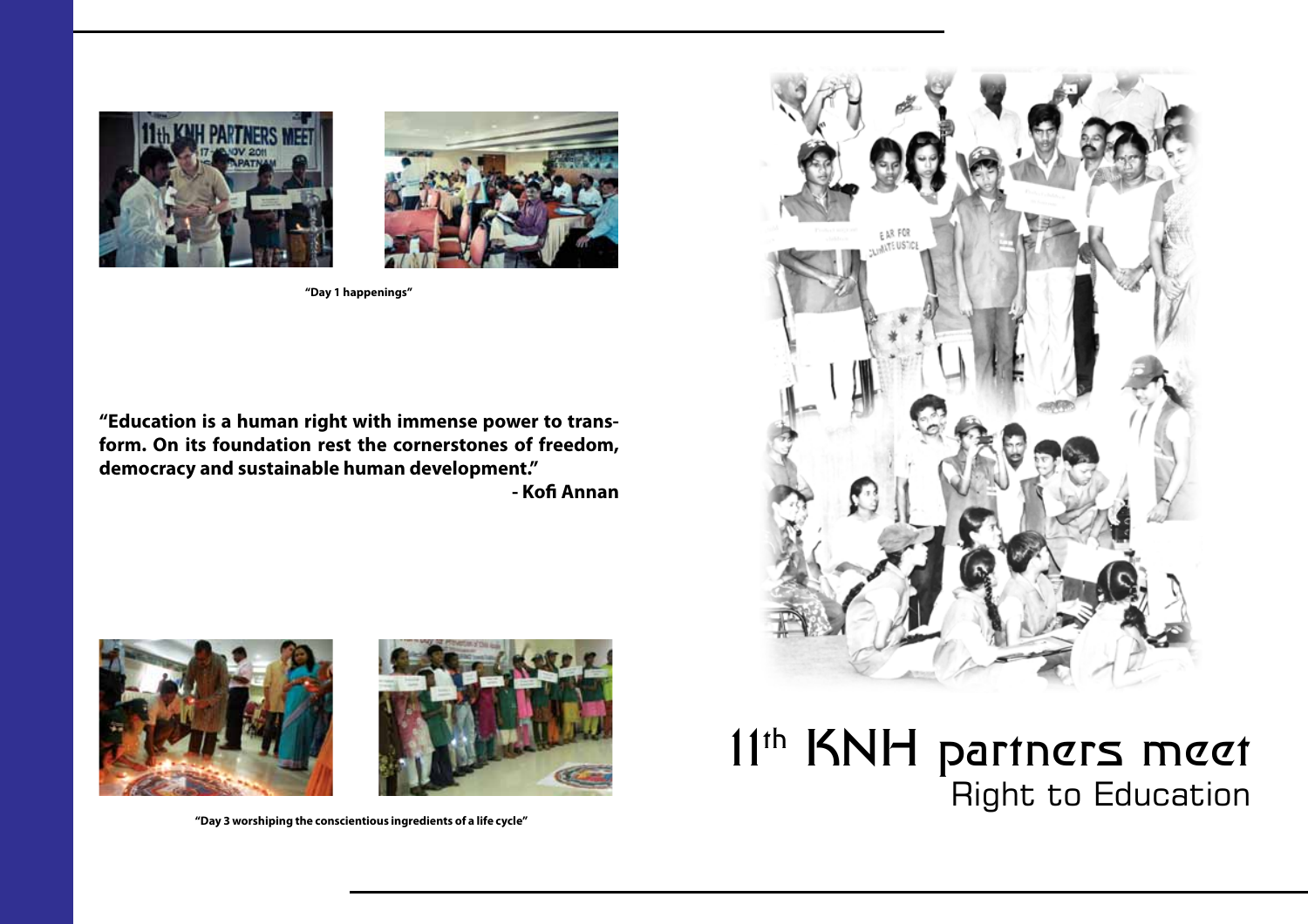"Day 1 happenings"

**"Education is a human right with immense power to transform. On its foundation rest the cornerstones of freedom, democracy and sustainable human development."**
**- Kofi Annan**

"Day 3 worshiping the conscientious ingredients of a life cycle"

# 11th KNH partners meet

## Right to Education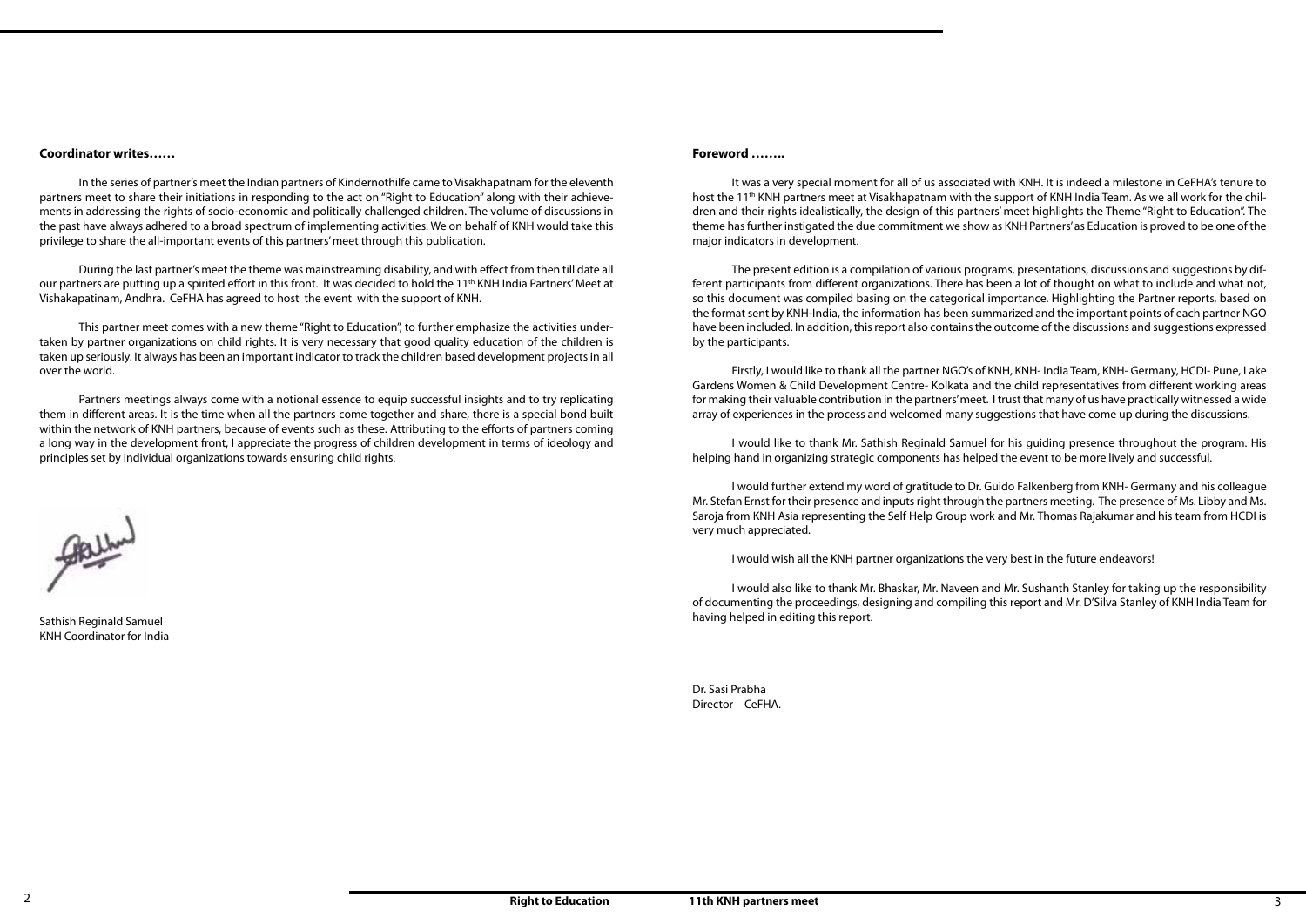**Coordinator writes……**

In the series of partner's meet the Indian partners of Kindernothilfe came to Visakhapatnam for the eleventh partners meet to share their initiations in responding to the act on "Right to Education" along with their achievements in addressing the rights of socio-economic and politically challenged children. The volume of discussions in the past have always adhered to a broad spectrum of implementing activities. We on behalf of KNH would take this privilege to share the all-important events of this partners' meet through this publication.

During the last partner's meet the theme was mainstreaming disability, and with effect from then till date all our partners are putting up a spirited effort in this front. It was decided to hold the 11th KNH India Partners' Meet at Vishakapatinam, Andhra. CeFHA has agreed to host the event with the support of KNH.

This partner meet comes with a new theme "Right to Education", to further emphasize the activities undertaken by partner organizations on child rights. It is very necessary that good quality education of the children is taken up seriously. It always has been an important indicator to track the children based development projects in all over the world.

Partners meetings always come with a notional essence to equip successful insights and to try replicating them in different areas. It is the time when all the partners come together and share, there is a special bond built within the network of KNH partners, because of events such as these. Attributing to the efforts of partners coming a long way in the development front, I appreciate the progress of children development in terms of ideology and principles set by individual organizations towards ensuring child rights.

Sathish Reginald Samuel
KNH Coordinator for India

**Foreword ……..**

It was a very special moment for all of us associated with KNH. It is indeed a milestone in CeFHA's tenure to host the 11th KNH partners meet at Visakhapatnam with the support of KNH India Team. As we all work for the children and their rights idealistically, the design of this partners' meet highlights the Theme "Right to Education". The theme has further instigated the due commitment we show as KNH Partners' as Education is proved to be one of the major indicators in development.

The present edition is a compilation of various programs, presentations, discussions and suggestions by different participants from different organizations. There has been a lot of thought on what to include and what not, so this document was compiled basing on the categorical importance. Highlighting the Partner reports, based on the format sent by KNH-India, the information has been summarized and the important points of each partner NGO have been included. In addition, this report also contains the outcome of the discussions and suggestions expressed by the participants.

Firstly, I would like to thank all the partner NGO's of KNH, KNH- India Team, KNH- Germany, HCDI- Pune, Lake Gardens Women & Child Development Centre- Kolkata and the child representatives from different working areas for making their valuable contribution in the partners' meet. I trust that many of us have practically witnessed a wide array of experiences in the process and welcomed many suggestions that have come up during the discussions.

I would like to thank Mr. Sathish Reginald Samuel for his guiding presence throughout the program. His helping hand in organizing strategic components has helped the event to be more lively and successful.

I would further extend my word of gratitude to Dr. Guido Falkenberg from KNH- Germany and his colleague Mr. Stefan Ernst for their presence and inputs right through the partners meeting. The presence of Ms. Libby and Ms. Saroja from KNH Asia representing the Self Help Group work and Mr. Thomas Rajakumar and his team from HCDI is very much appreciated.

I would wish all the KNH partner organizations the very best in the future endeavors!

I would also like to thank Mr. Bhaskar, Mr. Naveen and Mr. Sushanth Stanley for taking up the responsibility of documenting the proceedings, designing and compiling this report and Mr. D'Silva Stanley of KNH India Team for having helped in editing this report.

Dr. Sasi Prabha
Director – CeFHA.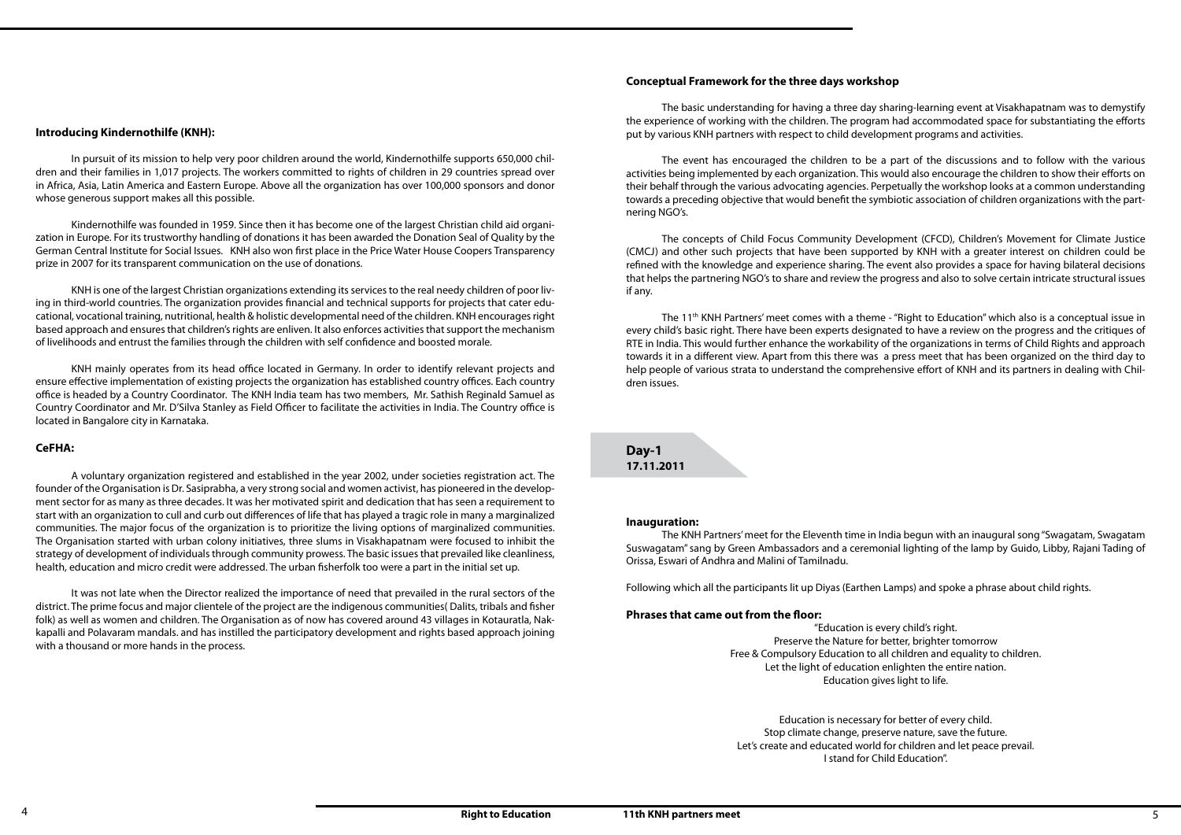### Introducing Kindernothilfe (KNH):

In pursuit of its mission to help very poor children around the world, Kindernothilfe supports 650,000 children and their families in 1,017 projects. The workers committed to rights of children in 29 countries spread over in Africa, Asia, Latin America and Eastern Europe. Above all the organization has over 100,000 sponsors and donor whose generous support makes all this possible.

Kindernothilfe was founded in 1959. Since then it has become one of the largest Christian child aid organization in Europe. For its trustworthy handling of donations it has been awarded the Donation Seal of Quality by the German Central Institute for Social Issues. KNH also won first place in the Price Water House Coopers Transparency prize in 2007 for its transparent communication on the use of donations.

KNH is one of the largest Christian organizations extending its services to the real needy children of poor living in third-world countries. The organization provides financial and technical supports for projects that cater educational, vocational training, nutritional, health & holistic developmental need of the children. KNH encourages right based approach and ensures that children's rights are enliven. It also enforces activities that support the mechanism of livelihoods and entrust the families through the children with self confidence and boosted morale.

KNH mainly operates from its head office located in Germany. In order to identify relevant projects and ensure effective implementation of existing projects the organization has established country offices. Each country office is headed by a Country Coordinator. The KNH India team has two members, Mr. Sathish Reginald Samuel as Country Coordinator and Mr. D'Silva Stanley as Field Officer to facilitate the activities in India. The Country office is located in Bangalore city in Karnataka.

### CeFHA:

A voluntary organization registered and established in the year 2002, under societies registration act. The founder of the Organisation is Dr. Sasiprabha, a very strong social and women activist, has pioneered in the development sector for as many as three decades. It was her motivated spirit and dedication that has seen a requirement to start with an organization to cull and curb out differences of life that has played a tragic role in many a marginalized communities. The major focus of the organization is to prioritize the living options of marginalized communities. The Organisation started with urban colony initiatives, three slums in Visakhapatnam were focused to inhibit the strategy of development of individuals through community prowess. The basic issues that prevailed like cleanliness, health, education and micro credit were addressed. The urban fisherfolk too were a part in the initial set up.

It was not late when the Director realized the importance of need that prevailed in the rural sectors of the district. The prime focus and major clientele of the project are the indigenous communities( Dalits, tribals and fisher folk) as well as women and children. The Organisation as of now has covered around 43 villages in Kotauratla, Nakkapalli and Polavaram mandals. and has instilled the participatory development and rights based approach joining with a thousand or more hands in the process.

### Conceptual Framework for the three days workshop

The basic understanding for having a three day sharing-learning event at Visakhapatnam was to demystify the experience of working with the children. The program had accommodated space for substantiating the efforts put by various KNH partners with respect to child development programs and activities.

The event has encouraged the children to be a part of the discussions and to follow with the various activities being implemented by each organization. This would also encourage the children to show their efforts on their behalf through the various advocating agencies. Perpetually the workshop looks at a common understanding towards a preceding objective that would benefit the symbiotic association of children organizations with the partnering NGO's.

The concepts of Child Focus Community Development (CFCD), Children's Movement for Climate Justice (CMCJ) and other such projects that have been supported by KNH with a greater interest on children could be refined with the knowledge and experience sharing. The event also provides a space for having bilateral decisions that helps the partnering NGO's to share and review the progress and also to solve certain intricate structural issues if any.

The 11th KNH Partners' meet comes with a theme - "Right to Education" which also is a conceptual issue in every child's basic right. There have been experts designated to have a review on the progress and the critiques of RTE in India. This would further enhance the workability of the organizations in terms of Child Rights and approach towards it in a different view. Apart from this there was a press meet that has been organized on the third day to help people of various strata to understand the comprehensive effort of KNH and its partners in dealing with Children issues.

## Day-1
**17.11.2011**

### Inauguration:

The KNH Partners' meet for the Eleventh time in India begun with an inaugural song "Swagatam, Swagatam Suswagatam" sang by Green Ambassadors and a ceremonial lighting of the lamp by Guido, Libby, Rajani Tading of Orissa, Eswari of Andhra and Malini of Tamilnadu.

Following which all the participants lit up Diyas (Earthen Lamps) and spoke a phrase about child rights.

### Phrases that came out from the floor:

"Education is every child's right.
Preserve the Nature for better, brighter tomorrow
Free & Compulsory Education to all children and equality to children.
Let the light of education enlighten the entire nation.
Education gives light to life.

Education is necessary for better of every child.
Stop climate change, preserve nature, save the future.
Let's create and educated world for children and let peace prevail.
I stand for Child Education".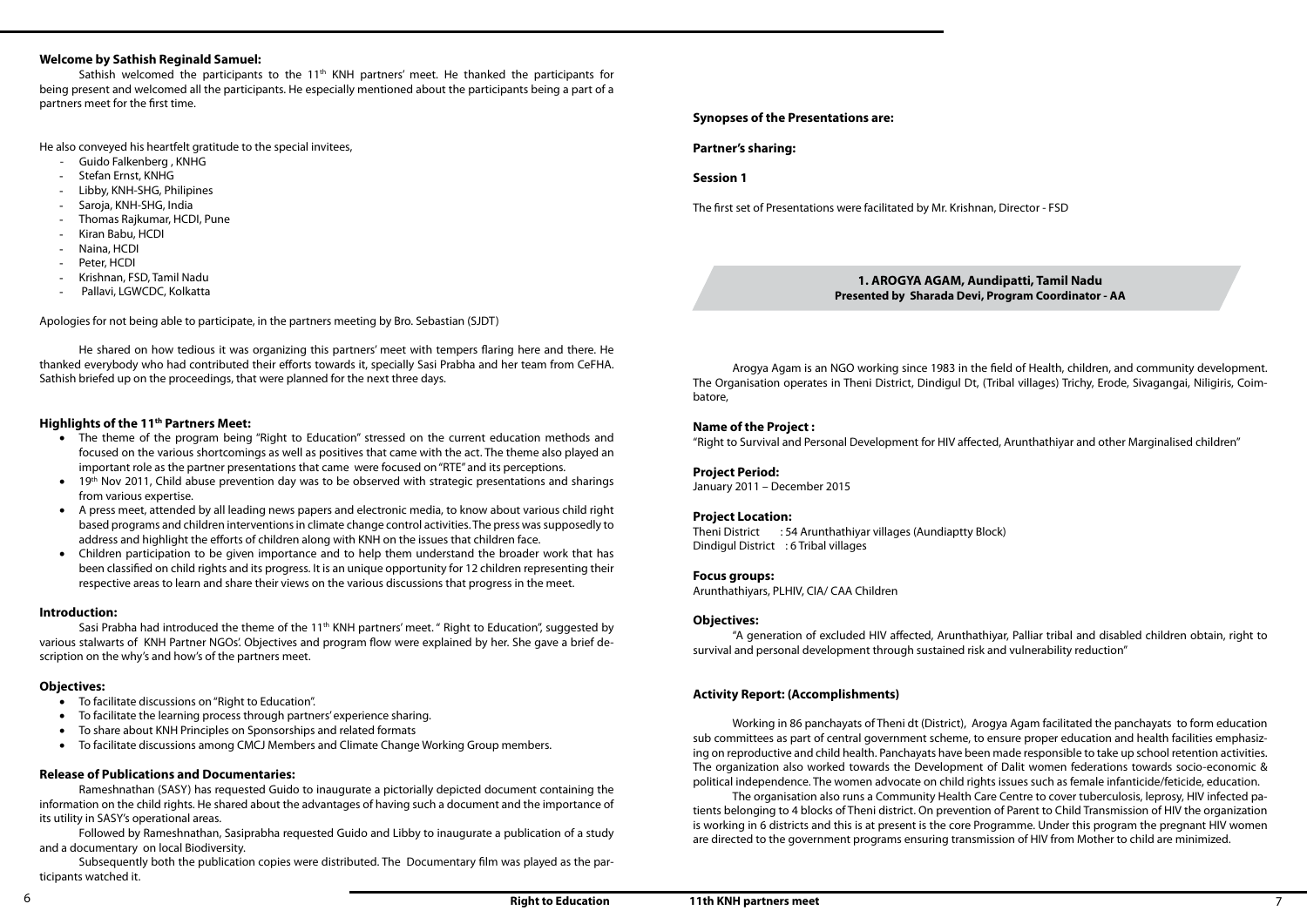**Welcome by Sathish Reginald Samuel:**

Sathish welcomed the participants to the 11th KNH partners' meet. He thanked the participants for being present and welcomed all the participants. He especially mentioned about the participants being a part of a partners meet for the first time.

He also conveyed his heartfelt gratitude to the special invitees,

- Guido Falkenberg , KNHG
- Stefan Ernst, KNHG
- Libby, KNH-SHG, Philipines
- Saroja, KNH-SHG, India
- Thomas Rajkumar, HCDI, Pune
- Kiran Babu, HCDI
- Naina, HCDI
- Peter, HCDI
- Krishnan, FSD, Tamil Nadu
- Pallavi, LGWCDC, Kolkatta

Apologies for not being able to participate, in the partners meeting by Bro. Sebastian (SJDT)

He shared on how tedious it was organizing this partners' meet with tempers flaring here and there. He thanked everybody who had contributed their efforts towards it, specially Sasi Prabha and her team from CeFHA. Sathish briefed up on the proceedings, that were planned for the next three days.

**Highlights of the 11th Partners Meet:**

- The theme of the program being "Right to Education" stressed on the current education methods and focused on the various shortcomings as well as positives that came with the act. The theme also played an important role as the partner presentations that came were focused on "RTE" and its perceptions.
- 19th Nov 2011, Child abuse prevention day was to be observed with strategic presentations and sharings from various expertise.
- A press meet, attended by all leading news papers and electronic media, to know about various child right based programs and children interventions in climate change control activities. The press was supposedly to address and highlight the efforts of children along with KNH on the issues that children face.
- Children participation to be given importance and to help them understand the broader work that has been classified on child rights and its progress. It is an unique opportunity for 12 children representing their respective areas to learn and share their views on the various discussions that progress in the meet.

**Introduction:**

Sasi Prabha had introduced the theme of the 11th KNH partners' meet. " Right to Education", suggested by various stalwarts of KNH Partner NGOs'. Objectives and program flow were explained by her. She gave a brief description on the why's and how's of the partners meet.

**Objectives:**

- To facilitate discussions on "Right to Education".
- To facilitate the learning process through partners' experience sharing.
- To share about KNH Principles on Sponsorships and related formats
- To facilitate discussions among CMCJ Members and Climate Change Working Group members.

**Release of Publications and Documentaries:**

Rameshnathan (SASY) has requested Guido to inaugurate a pictorially depicted document containing the information on the child rights. He shared about the advantages of having such a document and the importance of its utility in SASY's operational areas.

Followed by Rameshnathan, Sasiprabha requested Guido and Libby to inaugurate a publication of a study and a documentary on local Biodiversity.

Subsequently both the publication copies were distributed. The Documentary film was played as the participants watched it.

**Synopses of the Presentations are:**

**Partner's sharing:**

**Session 1**

The first set of Presentations were facilitated by Mr. Krishnan, Director - FSD

**1. AROGYA AGAM, Aundipatti, Tamil Nadu**
**Presented by Sharada Devi, Program Coordinator - AA**

Arogya Agam is an NGO working since 1983 in the field of Health, children, and community development. The Organisation operates in Theni District, Dindigul Dt, (Tribal villages) Trichy, Erode, Sivagangai, Niligiris, Coimbatore,

**Name of the Project :**

"Right to Survival and Personal Development for HIV affected, Arunthathiyar and other Marginalised children"

**Project Period:**

January 2011 – December 2015

**Project Location:**

Theni District : 54 Arunthathiyar villages (Aundiaptty Block)
Dindigul District : 6 Tribal villages

**Focus groups:**

Arunthathiyars, PLHIV, CIA/ CAA Children

**Objectives:**

"A generation of excluded HIV affected, Arunthathiyar, Palliar tribal and disabled children obtain, right to survival and personal development through sustained risk and vulnerability reduction"

**Activity Report: (Accomplishments)**

Working in 86 panchayats of Theni dt (District), Arogya Agam facilitated the panchayats to form education sub committees as part of central government scheme, to ensure proper education and health facilities emphasizing on reproductive and child health. Panchayats have been made responsible to take up school retention activities. The organization also worked towards the Development of Dalit women federations towards socio-economic & political independence. The women advocate on child rights issues such as female infanticide/feticide, education.

The organisation also runs a Community Health Care Centre to cover tuberculosis, leprosy, HIV infected patients belonging to 4 blocks of Theni district. On prevention of Parent to Child Transmission of HIV the organization is working in 6 districts and this is at present is the core Programme. Under this program the pregnant HIV women are directed to the government programs ensuring transmission of HIV from Mother to child are minimized.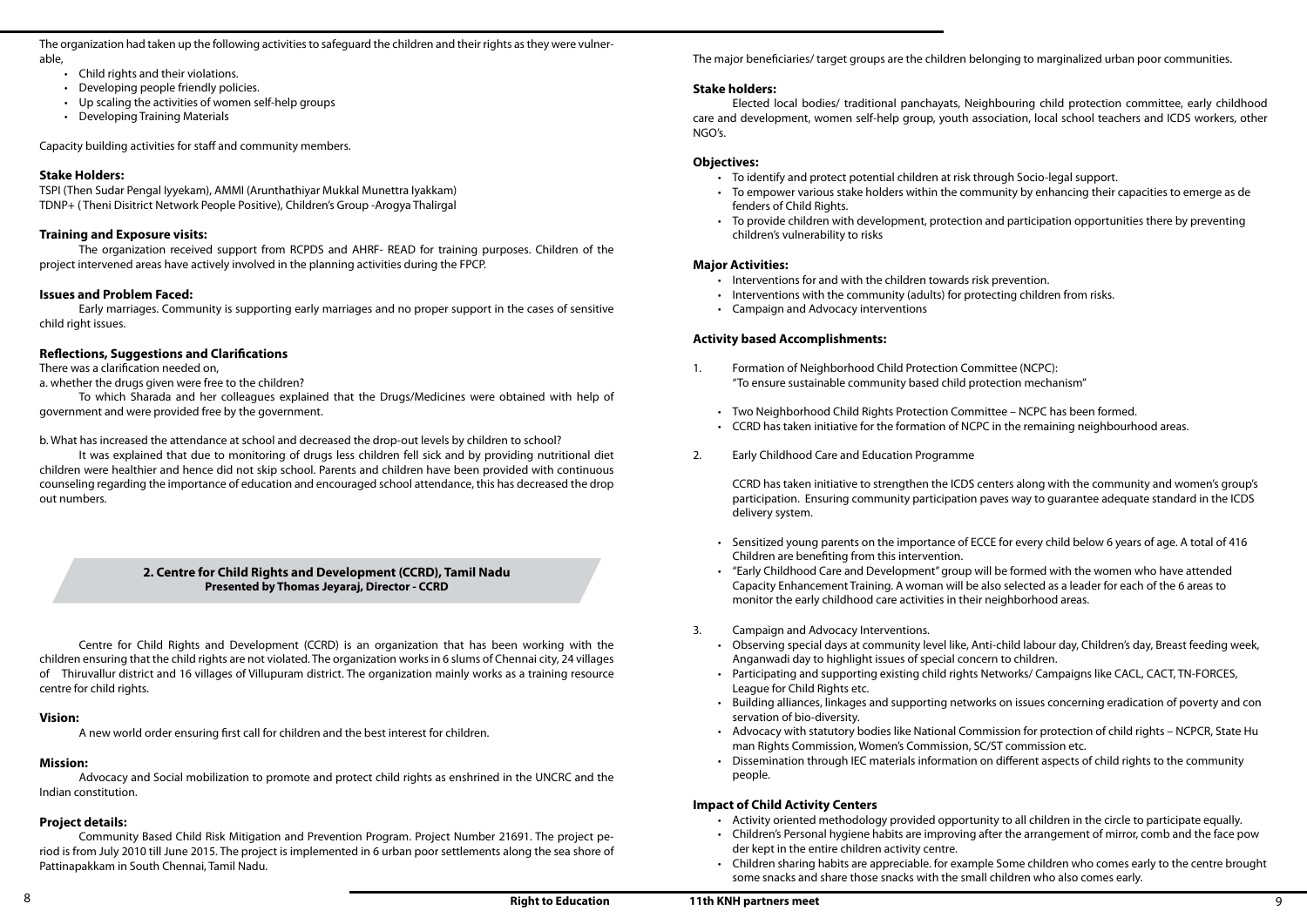The organization had taken up the following activities to safeguard the children and their rights as they were vulnerable,

- Child rights and their violations.
- Developing people friendly policies.
- Up scaling the activities of women self-help groups
- Developing Training Materials

Capacity building activities for staff and community members.

### Stake Holders:

TSPI (Then Sudar Pengal Iyyekam), AMMI (Arunthathiyar Mukkal Munettra Iyakkam)
TDNP+ ( Theni Disitrict Network People Positive), Children's Group -Arogya Thalirgal

### Training and Exposure visits:

The organization received support from RCPDS and AHRF- READ for training purposes. Children of the project intervened areas have actively involved in the planning activities during the FPCP.

### Issues and Problem Faced:

Early marriages. Community is supporting early marriages and no proper support in the cases of sensitive child right issues.

### Reflections, Suggestions and Clarifications

There was a clarification needed on,

a. whether the drugs given were free to the children?

To which Sharada and her colleagues explained that the Drugs/Medicines were obtained with help of government and were provided free by the government.

b. What has increased the attendance at school and decreased the drop-out levels by children to school?

It was explained that due to monitoring of drugs less children fell sick and by providing nutritional diet children were healthier and hence did not skip school. Parents and children have been provided with continuous counseling regarding the importance of education and encouraged school attendance, this has decreased the drop out numbers.

## 2. Centre for Child Rights and Development (CCRD), Tamil Nadu

**Presented by Thomas Jeyaraj, Director - CCRD**

Centre for Child Rights and Development (CCRD) is an organization that has been working with the children ensuring that the child rights are not violated. The organization works in 6 slums of Chennai city, 24 villages of Thiruvallur district and 16 villages of Villupuram district. The organization mainly works as a training resource centre for child rights.

### Vision:

A new world order ensuring first call for children and the best interest for children.

### Mission:

Advocacy and Social mobilization to promote and protect child rights as enshrined in the UNCRC and the Indian constitution.

### Project details:

Community Based Child Risk Mitigation and Prevention Program. Project Number 21691. The project period is from July 2010 till June 2015. The project is implemented in 6 urban poor settlements along the sea shore of Pattinapakkam in South Chennai, Tamil Nadu.

The major beneficiaries/ target groups are the children belonging to marginalized urban poor communities.

### Stake holders:

Elected local bodies/ traditional panchayats, Neighbouring child protection committee, early childhood care and development, women self-help group, youth association, local school teachers and ICDS workers, other NGO's.

### Objectives:

- To identify and protect potential children at risk through Socio-legal support.
- To empower various stake holders within the community by enhancing their capacities to emerge as defenders of Child Rights.
- To provide children with development, protection and participation opportunities there by preventing children's vulnerability to risks

### Major Activities:

- Interventions for and with the children towards risk prevention.
- Interventions with the community (adults) for protecting children from risks.
- Campaign and Advocacy interventions

### Activity based Accomplishments:

1. Formation of Neighborhood Child Protection Committee (NCPC):
   "To ensure sustainable community based child protection mechanism"

   - Two Neighborhood Child Rights Protection Committee – NCPC has been formed.
   - CCRD has taken initiative for the formation of NCPC in the remaining neighbourhood areas.

2. Early Childhood Care and Education Programme

   CCRD has taken initiative to strengthen the ICDS centers along with the community and women's group's participation. Ensuring community participation paves way to guarantee adequate standard in the ICDS delivery system.

   - Sensitized young parents on the importance of ECCE for every child below 6 years of age. A total of 416 Children are benefiting from this intervention.
   - "Early Childhood Care and Development" group will be formed with the women who have attended Capacity Enhancement Training. A woman will be also selected as a leader for each of the 6 areas to monitor the early childhood care activities in their neighborhood areas.

3. Campaign and Advocacy Interventions.
   - Observing special days at community level like, Anti-child labour day, Children's day, Breast feeding week, Anganwadi day to highlight issues of special concern to children.
   - Participating and supporting existing child rights Networks/ Campaigns like CACL, CACT, TN-FORCES, League for Child Rights etc.
   - Building alliances, linkages and supporting networks on issues concerning eradication of poverty and conservation of bio-diversity.
   - Advocacy with statutory bodies like National Commission for protection of child rights – NCPCR, State Human Rights Commission, Women's Commission, SC/ST commission etc.
   - Dissemination through IEC materials information on different aspects of child rights to the community people.

### Impact of Child Activity Centers

- Activity oriented methodology provided opportunity to all children in the circle to participate equally.
- Children's Personal hygiene habits are improving after the arrangement of mirror, comb and the face powder kept in the entire children activity centre.
- Children sharing habits are appreciable. for example Some children who comes early to the centre brought some snacks and share those snacks with the small children who also comes early.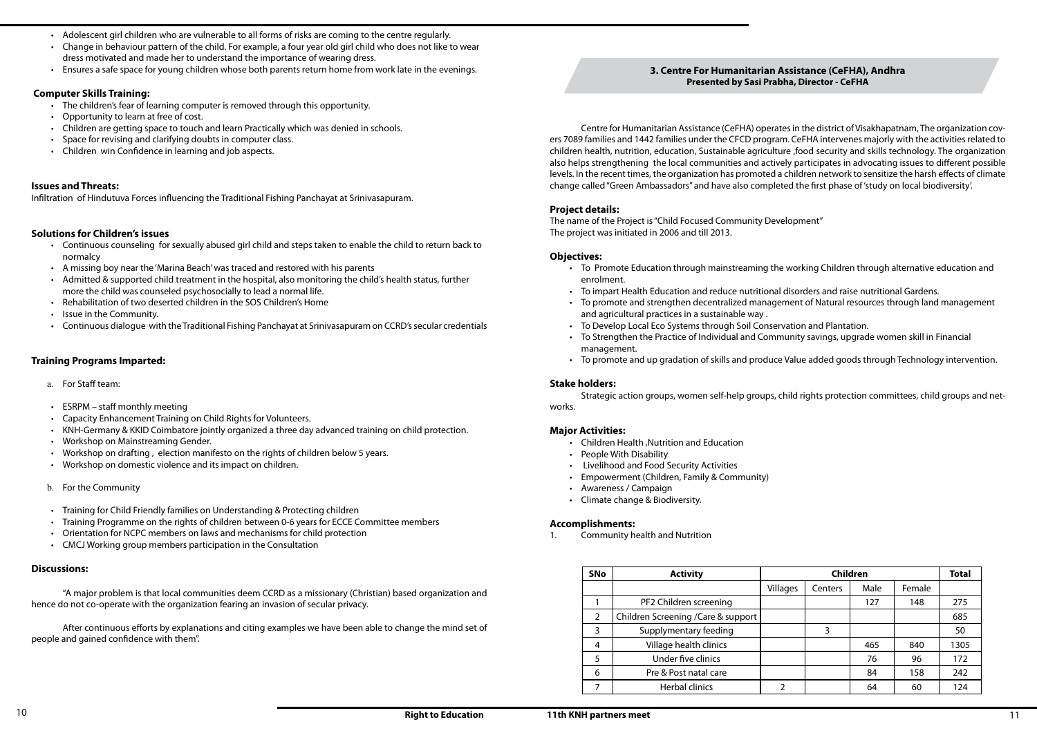- Adolescent girl children who are vulnerable to all forms of risks are coming to the centre regularly.
- Change in behaviour pattern of the child. For example, a four year old girl child who does not like to wear dress motivated and made her to understand the importance of wearing dress.
- Ensures a safe space for young children whose both parents return home from work late in the evenings.

**Computer Skills Training:**

- The children's fear of learning computer is removed through this opportunity.
- Opportunity to learn at free of cost.
- Children are getting space to touch and learn Practically which was denied in schools.
- Space for revising and clarifying doubts in computer class.
- Children win Confidence in learning and job aspects.

**Issues and Threats:**

Infiltration of Hindutuva Forces influencing the Traditional Fishing Panchayat at Srinivasapuram.

**Solutions for Children's issues**

- Continuous counseling for sexually abused girl child and steps taken to enable the child to return back to normalcy
- A missing boy near the 'Marina Beach' was traced and restored with his parents
- Admitted & supported child treatment in the hospital, also monitoring the child's health status, further more the child was counseled psychosocially to lead a normal life.
- Rehabilitation of two deserted children in the SOS Children's Home
- Issue in the Community.
- Continuous dialogue with the Traditional Fishing Panchayat at Srinivasapuram on CCRD's secular credentials

**Training Programs Imparted:**

a. For Staff team:

- ESRPM – staff monthly meeting
- Capacity Enhancement Training on Child Rights for Volunteers.
- KNH-Germany & KKID Coimbatore jointly organized a three day advanced training on child protection.
- Workshop on Mainstreaming Gender.
- Workshop on drafting , election manifesto on the rights of children below 5 years.
- Workshop on domestic violence and its impact on children.

b. For the Community

- Training for Child Friendly families on Understanding & Protecting children
- Training Programme on the rights of children between 0-6 years for ECCE Committee members
- Orientation for NCPC members on laws and mechanisms for child protection
- CMCJ Working group members participation in the Consultation

**Discussions:**

"A major problem is that local communities deem CCRD as a missionary (Christian) based organization and hence do not co-operate with the organization fearing an invasion of secular privacy.

After continuous efforts by explanations and citing examples we have been able to change the mind set of people and gained confidence with them".

## 3. Centre For Humanitarian Assistance (CeFHA), Andhra

**Presented by Sasi Prabha, Director - CeFHA**

Centre for Humanitarian Assistance (CeFHA) operates in the district of Visakhapatnam, The organization covers 7089 families and 1442 families under the CFCD program. CeFHA intervenes majorly with the activities related to children health, nutrition, education, Sustainable agriculture ,food security and skills technology. The organization also helps strengthening the local communities and actively participates in advocating issues to different possible levels. In the recent times, the organization has promoted a children network to sensitize the harsh effects of climate change called "Green Ambassadors" and have also completed the first phase of 'study on local biodiversity'.

**Project details:**

The name of the Project is "Child Focused Community Development"
The project was initiated in 2006 and till 2013.

**Objectives:**

- To Promote Education through mainstreaming the working Children through alternative education and enrolment.
- To impart Health Education and reduce nutritional disorders and raise nutritional Gardens.
- To promote and strengthen decentralized management of Natural resources through land management and agricultural practices in a sustainable way .
- To Develop Local Eco Systems through Soil Conservation and Plantation.
- To Strengthen the Practice of Individual and Community savings, upgrade women skill in Financial management.
- To promote and up gradation of skills and produce Value added goods through Technology intervention.

**Stake holders:**

Strategic action groups, women self-help groups, child rights protection committees, child groups and networks.

**Major Activities:**

- Children Health ,Nutrition and Education
- People With Disability
- Livelihood and Food Security Activities
- Empowerment (Children, Family & Community)
- Awareness / Campaign
- Climate change & Biodiversity.

**Accomplishments:**

1. Community health and Nutrition

| SNo | Activity | Children | | | | Total |
|---|---|---|---|---|---|---|
| | | Villages | Centers | Male | Female | |
| 1 | PF2 Children screening | | | 127 | 148 | 275 |
| 2 | Children Screening /Care & support | | | | | 685 |
| 3 | Supplymentary feeding | | 3 | | | 50 |
| 4 | Village health clinics | | | 465 | 840 | 1305 |
| 5 | Under five clinics | | | 76 | 96 | 172 |
| 6 | Pre & Post natal care | | | 84 | 158 | 242 |
| 7 | Herbal clinics | 2 | | 64 | 60 | 124 |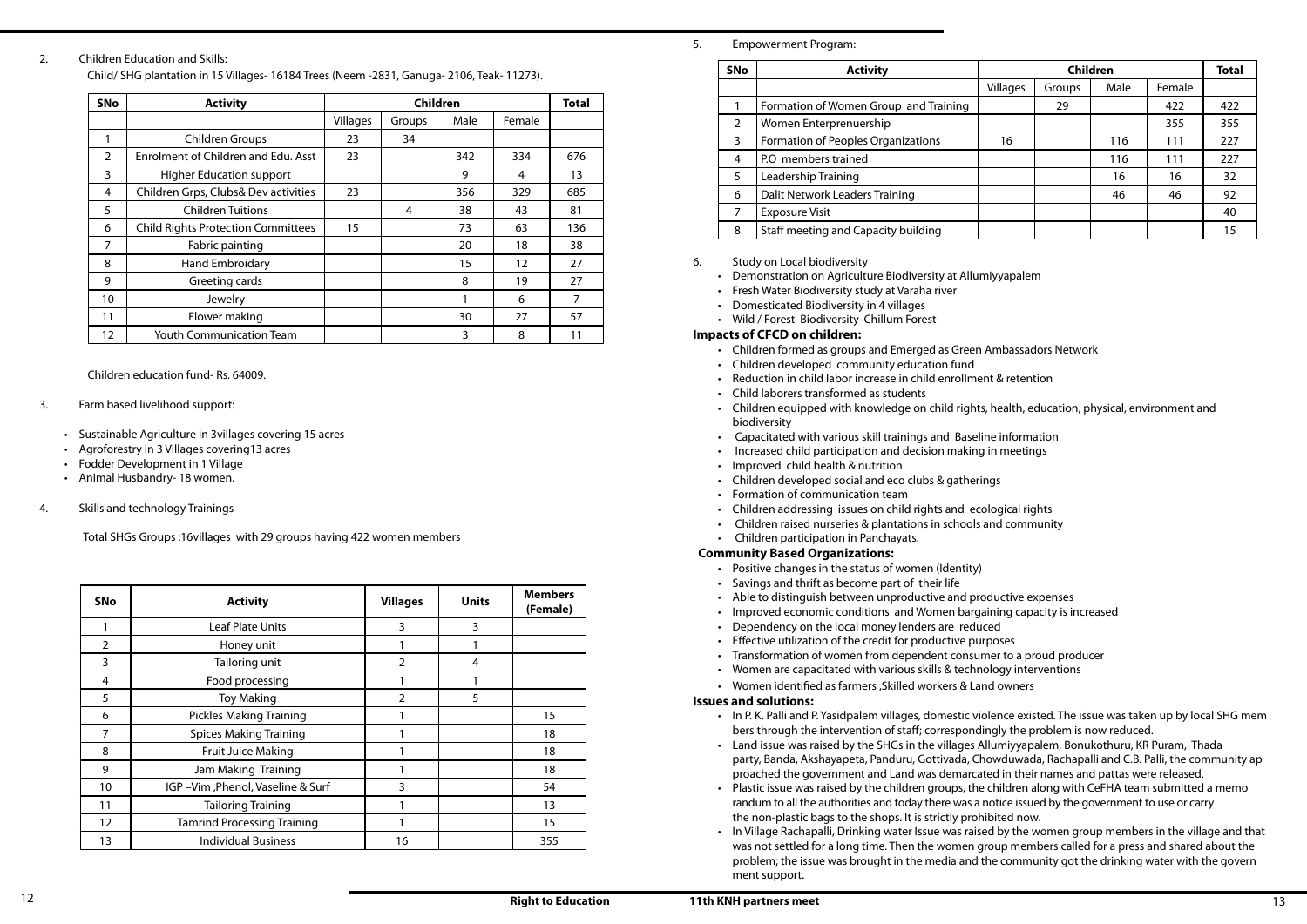2. Children Education and Skills:

Child/ SHG plantation in 15 Villages- 16184 Trees (Neem -2831, Ganuga- 2106, Teak- 11273).

| SNo | Activity | Children | | | | Total |
|---|---|---|---|---|---|---|
| | | Villages | Groups | Male | Female | |
| 1 | Children Groups | 23 | 34 | | | |
| 2 | Enrolment of Children and Edu. Asst | 23 | | 342 | 334 | 676 |
| 3 | Higher Education support | | | 9 | 4 | 13 |
| 4 | Children Grps, Clubs& Dev activities | 23 | | 356 | 329 | 685 |
| 5 | Children Tuitions | | 4 | 38 | 43 | 81 |
| 6 | Child Rights Protection Committees | 15 | | 73 | 63 | 136 |
| 7 | Fabric painting | | | 20 | 18 | 38 |
| 8 | Hand Embroidary | | | 15 | 12 | 27 |
| 9 | Greeting cards | | | 8 | 19 | 27 |
| 10 | Jewelry | | | 1 | 6 | 7 |
| 11 | Flower making | | | 30 | 27 | 57 |
| 12 | Youth Communication Team | | | 3 | 8 | 11 |

Children education fund- Rs. 64009.

3. Farm based livelihood support:

- Sustainable Agriculture in 3villages covering 15 acres
- Agroforestry in 3 Villages covering13 acres
- Fodder Development in 1 Village
- Animal Husbandry- 18 women.

4. Skills and technology Trainings

Total SHGs Groups :16villages with 29 groups having 422 women members

| SNo | Activity | Villages | Units | Members (Female) |
|---|---|---|---|---|
| 1 | Leaf Plate Units | 3 | 3 | |
| 2 | Honey unit | 1 | 1 | |
| 3 | Tailoring unit | 2 | 4 | |
| 4 | Food processing | 1 | 1 | |
| 5 | Toy Making | 2 | 5 | |
| 6 | Pickles Making Training | 1 | | 15 |
| 7 | Spices Making Training | 1 | | 18 |
| 8 | Fruit Juice Making | 1 | | 18 |
| 9 | Jam Making Training | 1 | | 18 |
| 10 | IGP –Vim ,Phenol, Vaseline & Surf | 3 | | 54 |
| 11 | Tailoring Training | 1 | | 13 |
| 12 | Tamrind Processing Training | 1 | | 15 |
| 13 | Individual Business | 16 | | 355 |

5. Empowerment Program:

| SNo | Activity | Children | | | | Total |
|---|---|---|---|---|---|---|
| | | Villages | Groups | Male | Female | |
| 1 | Formation of Women Group and Training | | 29 | | 422 | 422 |
| 2 | Women Enterprenuership | | | | 355 | 355 |
| 3 | Formation of Peoples Organizations | 16 | | 116 | 111 | 227 |
| 4 | P.O members trained | | | 116 | 111 | 227 |
| 5 | Leadership Training | | | 16 | 16 | 32 |
| 6 | Dalit Network Leaders Training | | | 46 | 46 | 92 |
| 7 | Exposure Visit | | | | | 40 |
| 8 | Staff meeting and Capacity building | | | | | 15 |

6. Study on Local biodiversity

- Demonstration on Agriculture Biodiversity at Allumiyyapalem
- Fresh Water Biodiversity study at Varaha river
- Domesticated Biodiversity in 4 villages
- Wild / Forest Biodiversity Chillum Forest

### Impacts of CFCD on children:

- Children formed as groups and Emerged as Green Ambassadors Network
- Children developed community education fund
- Reduction in child labor increase in child enrollment & retention
- Child laborers transformed as students
- Children equipped with knowledge on child rights, health, education, physical, environment and biodiversity
- Capacitated with various skill trainings and Baseline information
- Increased child participation and decision making in meetings
- Improved child health & nutrition
- Children developed social and eco clubs & gatherings
- Formation of communication team
- Children addressing issues on child rights and ecological rights
- Children raised nurseries & plantations in schools and community
- Children participation in Panchayats.

### Community Based Organizations:

- Positive changes in the status of women (Identity)
- Savings and thrift as become part of their life
- Able to distinguish between unproductive and productive expenses
- Improved economic conditions and Women bargaining capacity is increased
- Dependency on the local money lenders are reduced
- Effective utilization of the credit for productive purposes
- Transformation of women from dependent consumer to a proud producer
- Women are capacitated with various skills & technology interventions
- Women identified as farmers ,Skilled workers & Land owners

### Issues and solutions:

- In P. K. Palli and P. Yasidpalem villages, domestic violence existed. The issue was taken up by local SHG members through the intervention of staff; correspondingly the problem is now reduced.
- Land issue was raised by the SHGs in the villages Allumiyyapalem, Bonukothuru, KR Puram, Thada party, Banda, Akshayapeta, Panduru, Gottivada, Chowduwada, Rachapalli and C.B. Palli, the community approached the government and Land was demarcated in their names and pattas were released.
- Plastic issue was raised by the children groups, the children along with CeFHA team submitted a memorandum to all the authorities and today there was a notice issued by the government to use or carry the non-plastic bags to the shops. It is strictly prohibited now.
- In Village Rachapalli, Drinking water Issue was raised by the women group members in the village and that was not settled for a long time. Then the women group members called for a press and shared about the problem; the issue was brought in the media and the community got the drinking water with the government support.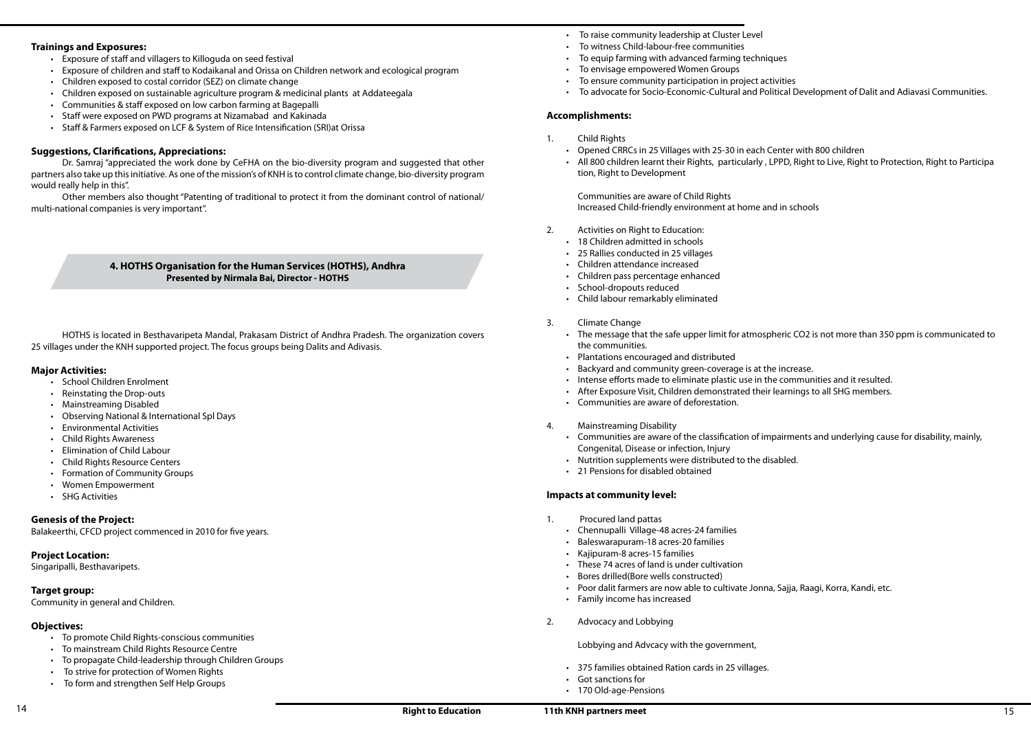### Trainings and Exposures:

- Exposure of staff and villagers to Killoguda on seed festival
- Exposure of children and staff to Kodaikanal and Orissa on Children network and ecological program
- Children exposed to costal corridor (SEZ) on climate change
- Children exposed on sustainable agriculture program & medicinal plants at Addateegala
- Communities & staff exposed on low carbon farming at Bagepalli
- Staff were exposed on PWD programs at Nizamabad and Kakinada
- Staff & Farmers exposed on LCF & System of Rice Intensification (SRI)at Orissa

### Suggestions, Clarifications, Appreciations:

Dr. Samraj "appreciated the work done by CeFHA on the bio-diversity program and suggested that other partners also take up this initiative. As one of the mission's of KNH is to control climate change, bio-diversity program would really help in this".

Other members also thought "Patenting of traditional to protect it from the dominant control of national/ multi-national companies is very important".

## 4. HOTHS Organisation for the Human Services (HOTHS), Andhra

**Presented by Nirmala Bai, Director - HOTHS**

HOTHS is located in Besthavaripeta Mandal, Prakasam District of Andhra Pradesh. The organization covers 25 villages under the KNH supported project. The focus groups being Dalits and Adivasis.

### Major Activities:

- School Children Enrolment
- Reinstating the Drop-outs
- Mainstreaming Disabled
- Observing National & International Spl Days
- Environmental Activities
- Child Rights Awareness
- Elimination of Child Labour
- Child Rights Resource Centers
- Formation of Community Groups
- Women Empowerment
- SHG Activities

### Genesis of the Project:

Balakeerthi, CFCD project commenced in 2010 for five years.

### Project Location:

Singaripalli, Besthavaripets.

### Target group:

Community in general and Children.

### Objectives:

- To promote Child Rights-conscious communities
- To mainstream Child Rights Resource Centre
- To propagate Child-leadership through Children Groups
- To strive for protection of Women Rights
- To form and strengthen Self Help Groups
- To raise community leadership at Cluster Level
- To witness Child-labour-free communities
- To equip farming with advanced farming techniques
- To envisage empowered Women Groups
- To ensure community participation in project activities
- To advocate for Socio-Economic-Cultural and Political Development of Dalit and Adiavasi Communities.

### Accomplishments:

1. Child Rights
   - Opened CRRCs in 25 Villages with 25-30 in each Center with 800 children
   - All 800 children learnt their Rights, particularly , LPPD, Right to Live, Right to Protection, Right to Participa tion, Right to Development

   Communities are aware of Child Rights
   Increased Child-friendly environment at home and in schools

2. Activities on Right to Education:
   - 18 Children admitted in schools
   - 25 Rallies conducted in 25 villages
   - Children attendance increased
   - Children pass percentage enhanced
   - School-dropouts reduced
   - Child labour remarkably eliminated

3. Climate Change
   - The message that the safe upper limit for atmospheric CO2 is not more than 350 ppm is communicated to the communities.
   - Plantations encouraged and distributed
   - Backyard and community green-coverage is at the increase.
   - Intense efforts made to eliminate plastic use in the communities and it resulted.
   - After Exposure Visit, Children demonstrated their learnings to all SHG members.
   - Communities are aware of deforestation.

4. Mainstreaming Disability
   - Communities are aware of the classification of impairments and underlying cause for disability, mainly, Congenital, Disease or infection, Injury
   - Nutrition supplements were distributed to the disabled.
   - 21 Pensions for disabled obtained

### Impacts at community level:

1. Procured land pattas
   - Chennupalli Village-48 acres-24 families
   - Baleswarapuram-18 acres-20 families
   - Kajipuram-8 acres-15 families
   - These 74 acres of land is under cultivation
   - Bores drilled(Bore wells constructed)
   - Poor dalit farmers are now able to cultivate Jonna, Sajja, Raagi, Korra, Kandi, etc.
   - Family income has increased

2. Advocacy and Lobbying

   Lobbying and Advcacy with the government,

   - 375 families obtained Ration cards in 25 villages.
   - Got sanctions for
   - 170 Old-age-Pensions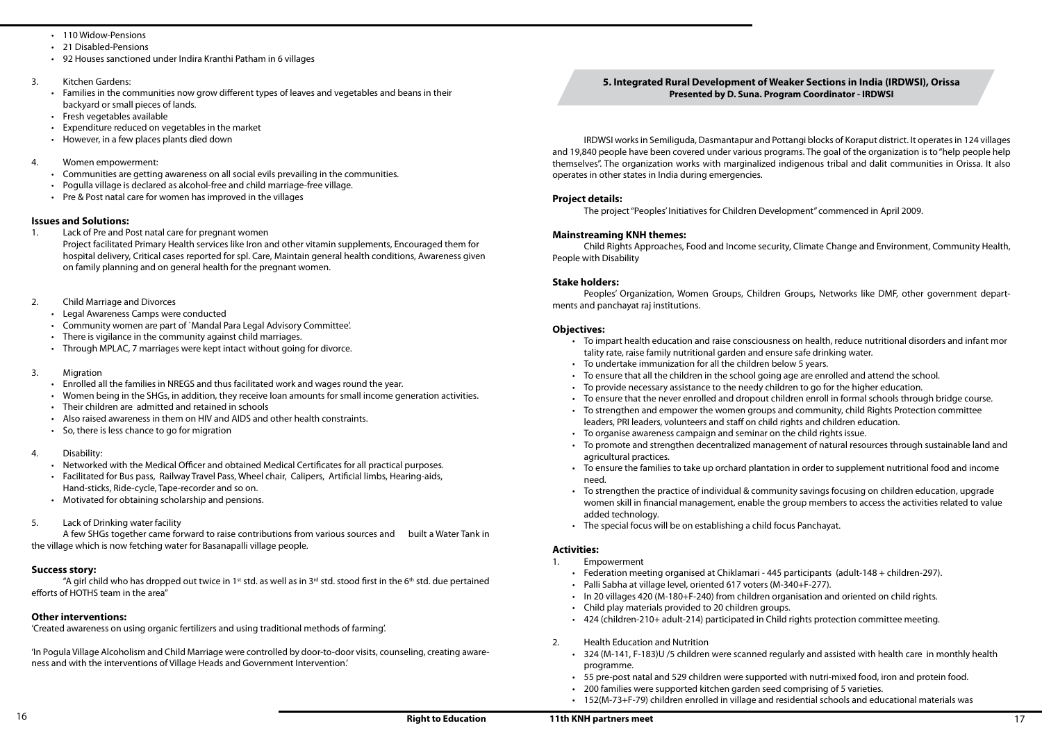- 110 Widow-Pensions
- 21 Disabled-Pensions
- 92 Houses sanctioned under Indira Kranthi Patham in 6 villages

3. Kitchen Gardens:
   - Families in the communities now grow different types of leaves and vegetables and beans in their backyard or small pieces of lands.
   - Fresh vegetables available
   - Expenditure reduced on vegetables in the market
   - However, in a few places plants died down

4. Women empowerment:
   - Communities are getting awareness on all social evils prevailing in the communities.
   - Pogulla village is declared as alcohol-free and child marriage-free village.
   - Pre & Post natal care for women has improved in the villages

**Issues and Solutions:**

1. Lack of Pre and Post natal care for pregnant women

   Project facilitated Primary Health services like Iron and other vitamin supplements, Encouraged them for hospital delivery, Critical cases reported for spl. Care, Maintain general health conditions, Awareness given on family planning and on general health for the pregnant women.

2. Child Marriage and Divorces
   - Legal Awareness Camps were conducted
   - Community women are part of `Mandal Para Legal Advisory Committee'.
   - There is vigilance in the community against child marriages.
   - Through MPLAC, 7 marriages were kept intact without going for divorce.

3. Migration
   - Enrolled all the families in NREGS and thus facilitated work and wages round the year.
   - Women being in the SHGs, in addition, they receive loan amounts for small income generation activities.
   - Their children are admitted and retained in schools
   - Also raised awareness in them on HIV and AIDS and other health constraints.
   - So, there is less chance to go for migration

4. Disability:
   - Networked with the Medical Officer and obtained Medical Certificates for all practical purposes.
   - Facilitated for Bus pass, Railway Travel Pass, Wheel chair, Calipers, Artificial limbs, Hearing-aids, Hand-sticks, Ride-cycle, Tape-recorder and so on.
   - Motivated for obtaining scholarship and pensions.

5. Lack of Drinking water facility

   A few SHGs together came forward to raise contributions from various sources and built a Water Tank in the village which is now fetching water for Basanapalli village people.

**Success story:**

"A girl child who has dropped out twice in 1st std. as well as in 3rd std. stood first in the 6th std. due pertained efforts of HOTHS team in the area"

**Other interventions:**

'Created awareness on using organic fertilizers and using traditional methods of farming'.

'In Pogula Village Alcoholism and Child Marriage were controlled by door-to-door visits, counseling, creating awareness and with the interventions of Village Heads and Government Intervention.'

## 5. Integrated Rural Development of Weaker Sections in India (IRDWSI), Orissa

**Presented by D. Suna. Program Coordinator - IRDWSI**

IRDWSI works in Semiliguda, Dasmantapur and Pottangi blocks of Koraput district. It operates in 124 villages and 19,840 people have been covered under various programs. The goal of the organization is to "help people help themselves". The organization works with marginalized indigenous tribal and dalit communities in Orissa. It also operates in other states in India during emergencies.

**Project details:**

The project "Peoples' Initiatives for Children Development" commenced in April 2009.

**Mainstreaming KNH themes:**

Child Rights Approaches, Food and Income security, Climate Change and Environment, Community Health, People with Disability

**Stake holders:**

Peoples' Organization, Women Groups, Children Groups, Networks like DMF, other government departments and panchayat raj institutions.

**Objectives:**

- To impart health education and raise consciousness on health, reduce nutritional disorders and infant mortality rate, raise family nutritional garden and ensure safe drinking water.
- To undertake immunization for all the children below 5 years.
- To ensure that all the children in the school going age are enrolled and attend the school.
- To provide necessary assistance to the needy children to go for the higher education.
- To ensure that the never enrolled and dropout children enroll in formal schools through bridge course.
- To strengthen and empower the women groups and community, child Rights Protection committee leaders, PRI leaders, volunteers and staff on child rights and children education.
- To organise awareness campaign and seminar on the child rights issue.
- To promote and strengthen decentralized management of natural resources through sustainable land and agricultural practices.
- To ensure the families to take up orchard plantation in order to supplement nutritional food and income need.
- To strengthen the practice of individual & community savings focusing on children education, upgrade women skill in financial management, enable the group members to access the activities related to value added technology.
- The special focus will be on establishing a child focus Panchayat.

**Activities:**

1. Empowerment
   - Federation meeting organised at Chiklamari - 445 participants (adult-148 + children-297).
   - Palli Sabha at village level, oriented 617 voters (M-340+F-277).
   - In 20 villages 420 (M-180+F-240) from children organisation and oriented on child rights.
   - Child play materials provided to 20 children groups.
   - 424 (children-210+ adult-214) participated in Child rights protection committee meeting.

2. Health Education and Nutrition
   - 324 (M-141, F-183)U /5 children were scanned regularly and assisted with health care in monthly health programme.
   - 55 pre-post natal and 529 children were supported with nutri-mixed food, iron and protein food.
   - 200 families were supported kitchen garden seed comprising of 5 varieties.
   - 152(M-73+F-79) children enrolled in village and residential schools and educational materials was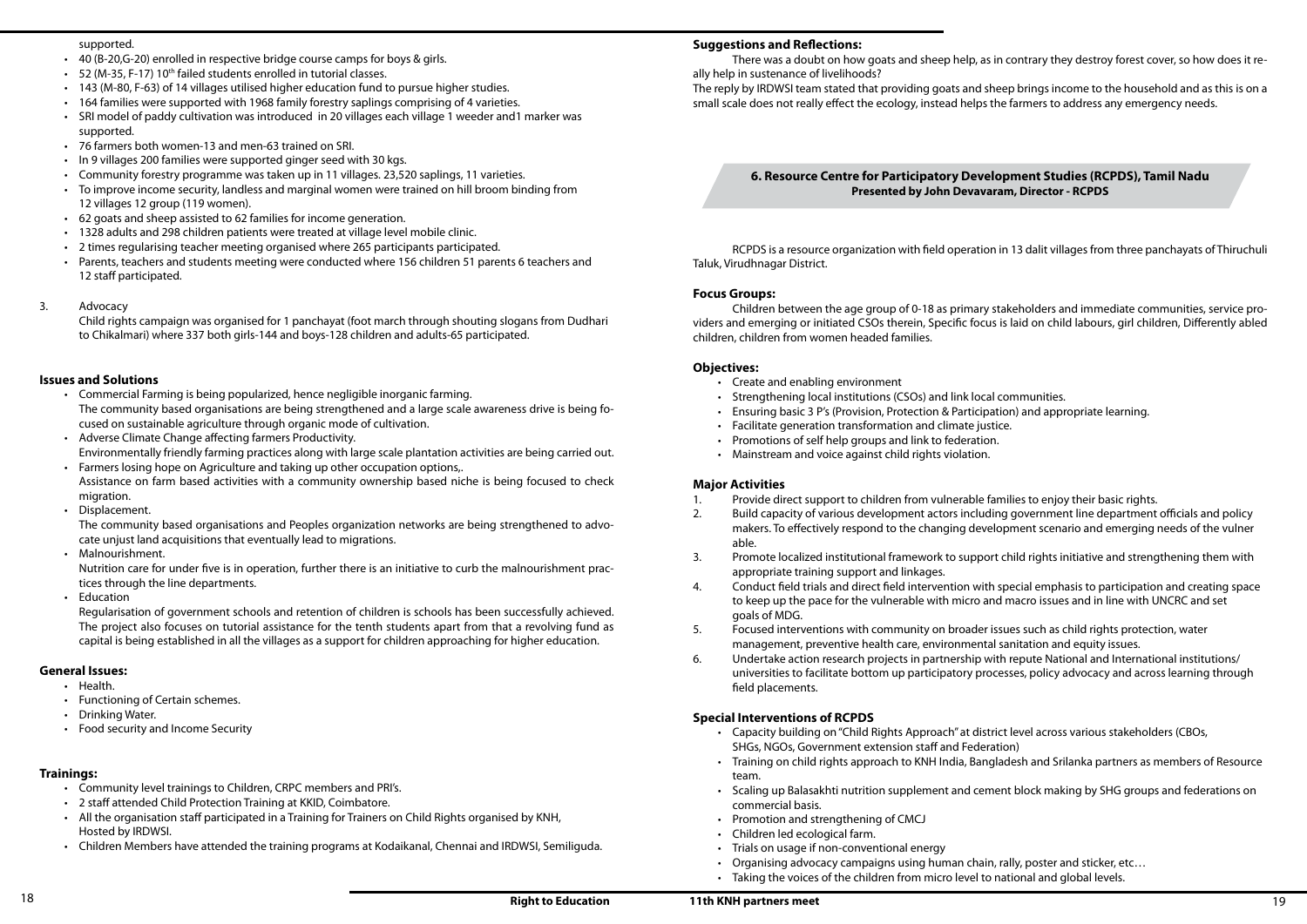supported.

- 40 (B-20,G-20) enrolled in respective bridge course camps for boys & girls.
- 52 (M-35, F-17) 10th failed students enrolled in tutorial classes.
- 143 (M-80, F-63) of 14 villages utilised higher education fund to pursue higher studies.
- 164 families were supported with 1968 family forestry saplings comprising of 4 varieties.
- SRI model of paddy cultivation was introduced in 20 villages each village 1 weeder and1 marker was supported.
- 76 farmers both women-13 and men-63 trained on SRI.
- In 9 villages 200 families were supported ginger seed with 30 kgs.
- Community forestry programme was taken up in 11 villages. 23,520 saplings, 11 varieties.
- To improve income security, landless and marginal women were trained on hill broom binding from 12 villages 12 group (119 women).
- 62 goats and sheep assisted to 62 families for income generation.
- 1328 adults and 298 children patients were treated at village level mobile clinic.
- 2 times regularising teacher meeting organised where 265 participants participated.
- Parents, teachers and students meeting were conducted where 156 children 51 parents 6 teachers and 12 staff participated.

3. Advocacy

   Child rights campaign was organised for 1 panchayat (foot march through shouting slogans from Dudhari to Chikalmari) where 337 both girls-144 and boys-128 children and adults-65 participated.

## Issues and Solutions

- Commercial Farming is being popularized, hence negligible inorganic farming.
  The community based organisations are being strengthened and a large scale awareness drive is being focused on sustainable agriculture through organic mode of cultivation.
- Adverse Climate Change affecting farmers Productivity.
  Environmentally friendly farming practices along with large scale plantation activities are being carried out.
- Farmers losing hope on Agriculture and taking up other occupation options,.
  Assistance on farm based activities with a community ownership based niche is being focused to check migration.
- Displacement.
  The community based organisations and Peoples organization networks are being strengthened to advocate unjust land acquisitions that eventually lead to migrations.
- Malnourishment.
  Nutrition care for under five is in operation, further there is an initiative to curb the malnourishment practices through the line departments.
- Education
  Regularisation of government schools and retention of children is schools has been successfully achieved. The project also focuses on tutorial assistance for the tenth students apart from that a revolving fund as capital is being established in all the villages as a support for children approaching for higher education.

## General Issues:

- Health.
- Functioning of Certain schemes.
- Drinking Water.
- Food security and Income Security

## Trainings:

- Community level trainings to Children, CRPC members and PRI's.
- 2 staff attended Child Protection Training at KKID, Coimbatore.
- All the organisation staff participated in a Training for Trainers on Child Rights organised by KNH, Hosted by IRDWSI.
- Children Members have attended the training programs at Kodaikanal, Chennai and IRDWSI, Semiliguda.

## Suggestions and Reflections:

There was a doubt on how goats and sheep help, as in contrary they destroy forest cover, so how does it really help in sustenance of livelihoods?

The reply by IRDWSI team stated that providing goats and sheep brings income to the household and as this is on a small scale does not really effect the ecology, instead helps the farmers to address any emergency needs.

## 6. Resource Centre for Participatory Development Studies (RCPDS), Tamil Nadu

**Presented by John Devavaram, Director - RCPDS**

RCPDS is a resource organization with field operation in 13 dalit villages from three panchayats of Thiruchuli Taluk, Virudhnagar District.

## Focus Groups:

Children between the age group of 0-18 as primary stakeholders and immediate communities, service providers and emerging or initiated CSOs therein, Specific focus is laid on child labours, girl children, Differently abled children, children from women headed families.

## Objectives:

- Create and enabling environment
- Strengthening local institutions (CSOs) and link local communities.
- Ensuring basic 3 P's (Provision, Protection & Participation) and appropriate learning.
- Facilitate generation transformation and climate justice.
- Promotions of self help groups and link to federation.
- Mainstream and voice against child rights violation.

## Major Activities

1. Provide direct support to children from vulnerable families to enjoy their basic rights.
2. Build capacity of various development actors including government line department officials and policy makers. To effectively respond to the changing development scenario and emerging needs of the vulner able.
3. Promote localized institutional framework to support child rights initiative and strengthening them with appropriate training support and linkages.
4. Conduct field trials and direct field intervention with special emphasis to participation and creating space to keep up the pace for the vulnerable with micro and macro issues and in line with UNCRC and set goals of MDG.
5. Focused interventions with community on broader issues such as child rights protection, water management, preventive health care, environmental sanitation and equity issues.
6. Undertake action research projects in partnership with repute National and International institutions/ universities to facilitate bottom up participatory processes, policy advocacy and across learning through field placements.

## Special Interventions of RCPDS

- Capacity building on "Child Rights Approach" at district level across various stakeholders (CBOs, SHGs, NGOs, Government extension staff and Federation)
- Training on child rights approach to KNH India, Bangladesh and Srilanka partners as members of Resource team.
- Scaling up Balasakhti nutrition supplement and cement block making by SHG groups and federations on commercial basis.
- Promotion and strengthening of CMCJ
- Children led ecological farm.
- Trials on usage if non-conventional energy
- Organising advocacy campaigns using human chain, rally, poster and sticker, etc…
- Taking the voices of the children from micro level to national and global levels.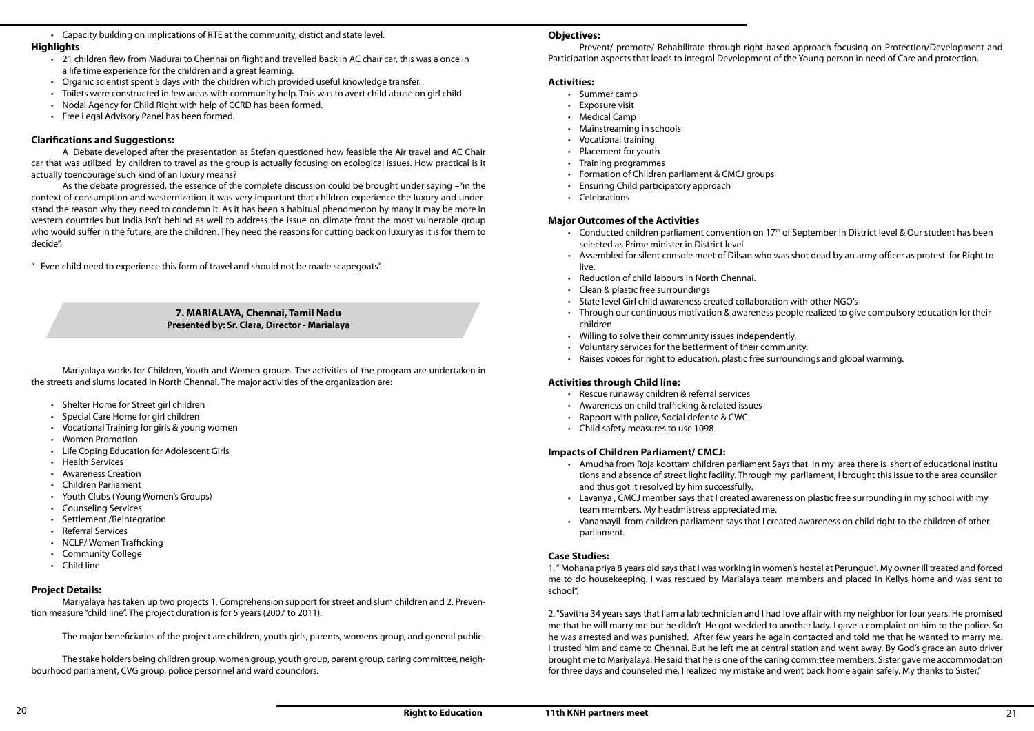- Capacity building on implications of RTE at the community, distict and state level.

**Highlights**

- 21 children flew from Madurai to Chennai on flight and travelled back in AC chair car, this was a once in a life time experience for the children and a great learning.
- Organic scientist spent 5 days with the children which provided useful knowledge transfer.
- Toilets were constructed in few areas with community help. This was to avert child abuse on girl child.
- Nodal Agency for Child Right with help of CCRD has been formed.
- Free Legal Advisory Panel has been formed.

**Clarifications and Suggestions:**

A Debate developed after the presentation as Stefan questioned how feasible the Air travel and AC Chair car that was utilized by children to travel as the group is actually focusing on ecological issues. How practical is it actually toencourage such kind of an luxury means?

As the debate progressed, the essence of the complete discussion could be brought under saying –"in the context of consumption and westernization it was very important that children experience the luxury and understand the reason why they need to condemn it. As it has been a habitual phenomenon by many it may be more in western countries but India isn't behind as well to address the issue on climate front the most vulnerable group who would suffer in the future, are the children. They need the reasons for cutting back on luxury as it is for them to decide".

" Even child need to experience this form of travel and should not be made scapegoats".

## 7. MARIALAYA, Chennai, Tamil Nadu
**Presented by: Sr. Clara, Director - Marialaya**

Mariyalaya works for Children, Youth and Women groups. The activities of the program are undertaken in the streets and slums located in North Chennai. The major activities of the organization are:

- Shelter Home for Street girl children
- Special Care Home for girl children
- Vocational Training for girls & young women
- Women Promotion
- Life Coping Education for Adolescent Girls
- Health Services
- Awareness Creation
- Children Parliament
- Youth Clubs (Young Women's Groups)
- Counseling Services
- Settlement /Reintegration
- Referral Services
- NCLP/ Women Trafficking
- Community College
- Child line

**Project Details:**

Mariyalaya has taken up two projects 1. Comprehension support for street and slum children and 2. Prevention measure "child line". The project duration is for 5 years (2007 to 2011).

The major beneficiaries of the project are children, youth girls, parents, womens group, and general public.

The stake holders being children group, women group, youth group, parent group, caring committee, neighbourhood parliament, CVG group, police personnel and ward councilors.

**Objectives:**

Prevent/ promote/ Rehabilitate through right based approach focusing on Protection/Development and Participation aspects that leads to integral Development of the Young person in need of Care and protection.

**Activities:**

- Summer camp
- Exposure visit
- Medical Camp
- Mainstreaming in schools
- Vocational training
- Placement for youth
- Training programmes
- Formation of Children parliament & CMCJ groups
- Ensuring Child participatory approach
- Celebrations

**Major Outcomes of the Activities**

- Conducted children parliament convention on 17th of September in District level & Our student has been selected as Prime minister in District level
- Assembled for silent console meet of Dilsan who was shot dead by an army officer as protest for Right to live.
- Reduction of child labours in North Chennai.
- Clean & plastic free surroundings
- State level Girl child awareness created collaboration with other NGO's
- Through our continuous motivation & awareness people realized to give compulsory education for their children
- Willing to solve their community issues independently.
- Voluntary services for the betterment of their community.
- Raises voices for right to education, plastic free surroundings and global warming.

**Activities through Child line:**

- Rescue runaway children & referral services
- Awareness on child trafficking & related issues
- Rapport with police, Social defense & CWC
- Child safety measures to use 1098

**Impacts of Children Parliament/ CMCJ:**

- Amudha from Roja koottam children parliament Says that In my area there is short of educational institutions and absence of street light facility. Through my parliament, I brought this issue to the area counsilor and thus got it resolved by him successfully.
- Lavanya , CMCJ member says that I created awareness on plastic free surrounding in my school with my team members. My headmistress appreciated me.
- Vanamayil from children parliament says that I created awareness on child right to the children of other parliament.

**Case Studies:**

1. " Mohana priya 8 years old says that I was working in women's hostel at Perungudi. My owner ill treated and forced me to do housekeeping. I was rescued by Marialaya team members and placed in Kellys home and was sent to school".

2. "Savitha 34 years says that I am a lab technician and I had love affair with my neighbor for four years. He promised me that he will marry me but he didn't. He got wedded to another lady. I gave a complaint on him to the police. So he was arrested and was punished. After few years he again contacted and told me that he wanted to marry me. I trusted him and came to Chennai. But he left me at central station and went away. By God's grace an auto driver brought me to Mariyalaya. He said that he is one of the caring committee members. Sister gave me accommodation for three days and counseled me. I realized my mistake and went back home again safely. My thanks to Sister."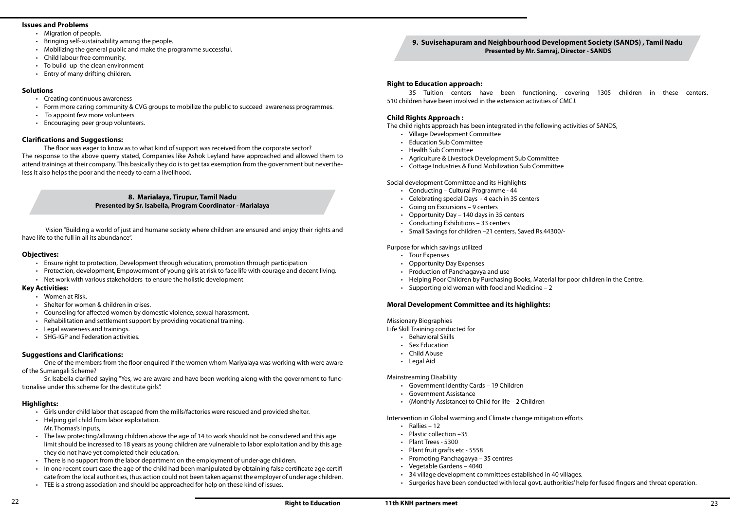## Issues and Problems

- Migration of people.
- Bringing self-sustainability among the people.
- Mobilizing the general public and make the programme successful.
- Child labour free community.
- To build up the clean environment
- Entry of many drifting children.

## Solutions

- Creating continuous awareness
- Form more caring community & CVG groups to mobilize the public to succeed awareness programmes.
- To appoint few more volunteers
- Encouraging peer group volunteers.

## Clarifications and Suggestions:

The floor was eager to know as to what kind of support was received from the corporate sector?
The response to the above querry stated, Companies like Ashok Leyland have approached and allowed them to attend trainings at their company. This basically they do is to get tax exemption from the government but nevertheless it also helps the poor and the needy to earn a livelihood.

# 8. Marialaya, Tirupur, Tamil Nadu

**Presented by Sr. Isabella, Program Coordinator - Marialaya**

Vision "Building a world of just and humane society where children are ensured and enjoy their rights and have life to the full in all its abundance".

## Objectives:

- Ensure right to protection, Development through education, promotion through participation
- Protection, development, Empowerment of young girls at risk to face life with courage and decent living.
- Net work with various stakeholders to ensure the holistic development

## Key Activities:

- Women at Risk.
- Shelter for women & children in crises.
- Counseling for affected women by domestic violence, sexual harassment.
- Rehabilitation and settlement support by providing vocational training.
- Legal awareness and trainings.
- SHG-IGP and Federation activities.

## Suggestions and Clarifications:

One of the members from the floor enquired if the women whom Mariyalaya was working with were aware of the Sumangali Scheme?

Sr. Isabella clarified saying "Yes, we are aware and have been working along with the government to functionalise under this scheme for the destitute girls".

## Highlights:

- Girls under child labor that escaped from the mills/factories were rescued and provided shelter.
- Helping girl child from labor exploitation.
  Mr. Thomas's Inputs,
- The law protecting/allowing children above the age of 14 to work should not be considered and this age limit should be increased to 18 years as young children are vulnerable to labor exploitation and by this age they do not have yet completed their education.
- There is no support from the labor department on the employment of under-age children.
- In one recent court case the age of the child had been manipulated by obtaining false certificate age certificate from the local authorities, thus action could not been taken against the employer of under age children.
- TEE is a strong association and should be approached for help on these kind of issues.

# 9. Suvisehapuram and Neighbourhood Development Society (SANDS), Tamil Nadu

**Presented by Mr. Samraj, Director - SANDS**

## Right to Education approach:

35 Tuition centers have been functioning, covering 1305 children in these centers. 510 children have been involved in the extension activities of CMCJ.

## Child Rights Approach :

The child rights approach has been integrated in the following activities of SANDS,

- Village Development Committee
- Education Sub Committee
- Health Sub Committee
- Agriculture & Livestock Development Sub Committee
- Cottage Industries & Fund Mobilization Sub Committee

Social development Committee and its Highlights

- Conducting – Cultural Programme - 44
- Celebrating special Days - 4 each in 35 centers
- Going on Excursions – 9 centers
- Opportunity Day – 140 days in 35 centers
- Conducting Exhibitions – 33 centers
- Small Savings for children –21 centers, Saved Rs.44300/-

Purpose for which savings utilized

- Tour Expenses
- Opportunity Day Expenses
- Production of Panchagavya and use
- Helping Poor Children by Purchasing Books, Material for poor children in the Centre.
- Supporting old woman with food and Medicine – 2

## Moral Development Committee and its highlights:

Missionary Biographies
Life Skill Training conducted for

- Behavioral Skills
- Sex Education
- Child Abuse
- Legal Aid

Mainstreaming Disability

- Government Identity Cards – 19 Children
- Government Assistance
- (Monthly Assistance) to Child for life – 2 Children

Intervention in Global warming and Climate change mitigation efforts

- Rallies – 12
- Plastic collection –35
- Plant Trees - 5300
- Plant fruit grafts etc - 5558
- Promoting Panchagavya – 35 centres
- Vegetable Gardens – 4040
- 34 village development committees established in 40 villages.
- Surgeries have been conducted with local govt. authorities' help for fused fingers and throat operation.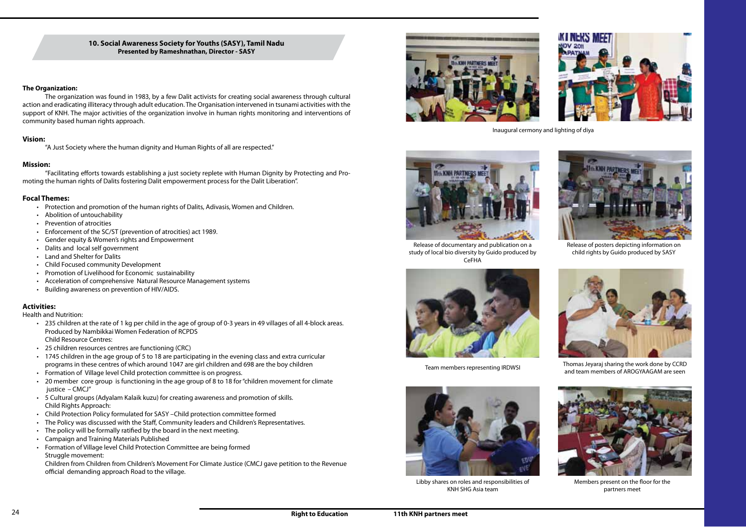## 10. Social Awareness Society for Youths (SASY), Tamil Nadu

**Presented by Rameshnathan, Director - SASY**

### The Organization:

The organization was found in 1983, by a few Dalit activists for creating social awareness through cultural action and eradicating illiteracy through adult education. The Organisation intervened in tsunami activities with the support of KNH. The major activities of the organization involve in human rights monitoring and interventions of community based human rights approach.

### Vision:

"A Just Society where the human dignity and Human Rights of all are respected."

### Mission:

"Facilitating efforts towards establishing a just society replete with Human Dignity by Protecting and Promoting the human rights of Dalits fostering Dalit empowerment process for the Dalit Liberation".

### Focal Themes:

- Protection and promotion of the human rights of Dalits, Adivasis, Women and Children.
- Abolition of untouchability
- Prevention of atrocities
- Enforcement of the SC/ST (prevention of atrocities) act 1989.
- Gender equity & Women's rights and Empowerment
- Dalits and local self government
- Land and Shelter for Dalits
- Child Focused community Development
- Promotion of Livelihood for Economic sustainability
- Acceleration of comprehensive Natural Resource Management systems
- Building awareness on prevention of HIV/AIDS.

### Activities:

Health and Nutrition:

- 235 children at the rate of 1 kg per child in the age of group of 0-3 years in 49 villages of all 4-block areas. Produced by Nambikkai Women Federation of RCPDS

  Child Resource Centres:
- 25 children resources centres are functioning (CRC)
- 1745 children in the age group of 5 to 18 are participating in the evening class and extra curricular programs in these centres of which around 1047 are girl children and 698 are the boy children
- Formation of Village level Child protection committee is on progress.
- 20 member core group is functioning in the age group of 8 to 18 for "children movement for climate justice – CMCJ"
- 5 Cultural groups (Adyalam Kalaik kuzu) for creating awareness and promotion of skills.

  Child Rights Approach:
- Child Protection Policy formulated for SASY –Child protection committee formed
- The Policy was discussed with the Staff, Community leaders and Children's Representatives.
- The policy will be formally ratified by the board in the next meeting.
- Campaign and Training Materials Published
- Formation of Village level Child Protection Committee are being formed

  Struggle movement:

  Children from Children from Children's Movement For Climate Justice (CMCJ gave petition to the Revenue official demanding approach Road to the village.

Inaugural cermony and lighting of diya

Release of documentary and publication on a study of local bio diversity by Guido produced by CeFHA

Release of posters depicting information on child rights by Guido produced by SASY

Team members representing IRDWSI

Thomas Jeyaraj sharing the work done by CCRD and team members of AROGYAAGAM are seen

Libby shares on roles and responsibilities of KNH SHG Asia team

Members present on the floor for the partners meet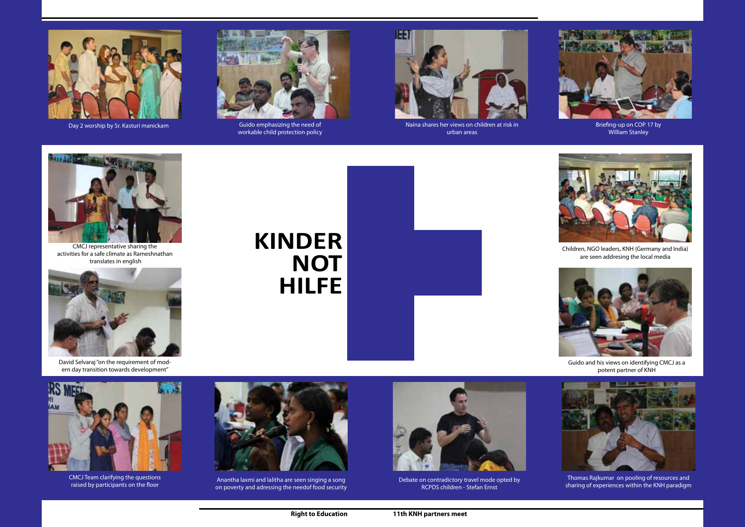Day 2 worship by Sr. Kasturi manickam

Guido emphasizing the need of workable child protection policy

Naina shares her views on children at risk in urban areas

Briefing-up on COP 17 by William Stanley

CMCJ representative sharing the activities for a safe climate as Rameshnathan translates in english

David Selvaraj "on the requirement of modern day transition towards development"

**KINDER NOT HILFE**

Children, NGO leaders, KNH (Germany and India) are seen addresing the local media

Guido and his views on identifying CMCJ as a potent partner of KNH

CMCJ Team clarifying the questions raised by participants on the floor

Anantha laxmi and lalitha are seen singing a song on poverty and adressing the needof food security

Debate on contradictory travel mode opted by RCPDS children - Stefan Ernst

Thomas Rajkumar on pooling of resources and sharing of experiences within the KNH paradigm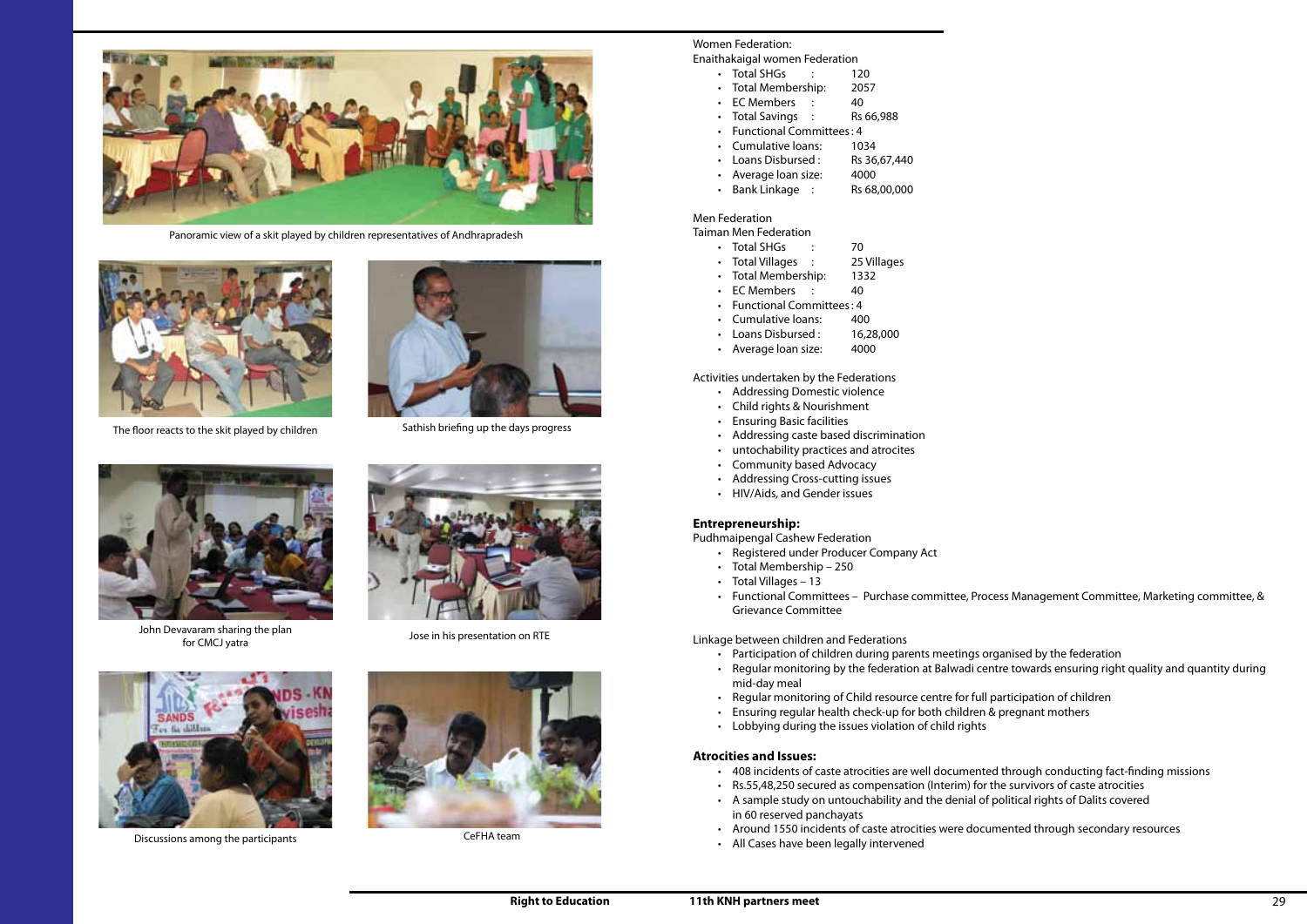Panoramic view of a skit played by children representatives of Andhrapradesh

The floor reacts to the skit played by children

Sathish briefing up the days progress

John Devavaram sharing the plan for CMCJ yatra

Jose in his presentation on RTE

Discussions among the participants

CeFHA team

Women Federation:
Enaithakaigal women Federation

- Total SHGs : 120
- Total Membership: 2057
- EC Members : 40
- Total Savings : Rs 66,988
- Functional Committees : 4
- Cumulative loans: 1034
- Loans Disbursed : Rs 36,67,440
- Average loan size: 4000
- Bank Linkage : Rs 68,00,000

Men Federation
Taiman Men Federation

- Total SHGs : 70
- Total Villages : 25 Villages
- Total Membership: 1332
- EC Members : 40
- Functional Committees : 4
- Cumulative loans: 400
- Loans Disbursed : 16,28,000
- Average loan size: 4000

Activities undertaken by the Federations

- Addressing Domestic violence
- Child rights & Nourishment
- Ensuring Basic facilities
- Addressing caste based discrimination
- untochability practices and atrocites
- Community based Advocacy
- Addressing Cross-cutting issues
- HIV/Aids, and Gender issues

**Entrepreneurship:**
Pudhmaipengal Cashew Federation

- Registered under Producer Company Act
- Total Membership – 250
- Total Villages – 13
- Functional Committees – Purchase committee, Process Management Committee, Marketing committee, & Grievance Committee

Linkage between children and Federations

- Participation of children during parents meetings organised by the federation
- Regular monitoring by the federation at Balwadi centre towards ensuring right quality and quantity during mid-day meal
- Regular monitoring of Child resource centre for full participation of children
- Ensuring regular health check-up for both children & pregnant mothers
- Lobbying during the issues violation of child rights

**Atrocities and Issues:**

- 408 incidents of caste atrocities are well documented through conducting fact-finding missions
- Rs.55,48,250 secured as compensation (Interim) for the survivors of caste atrocities
- A sample study on untouchability and the denial of political rights of Dalits covered in 60 reserved panchayats
- Around 1550 incidents of caste atrocities were documented through secondary resources
- All Cases have been legally intervened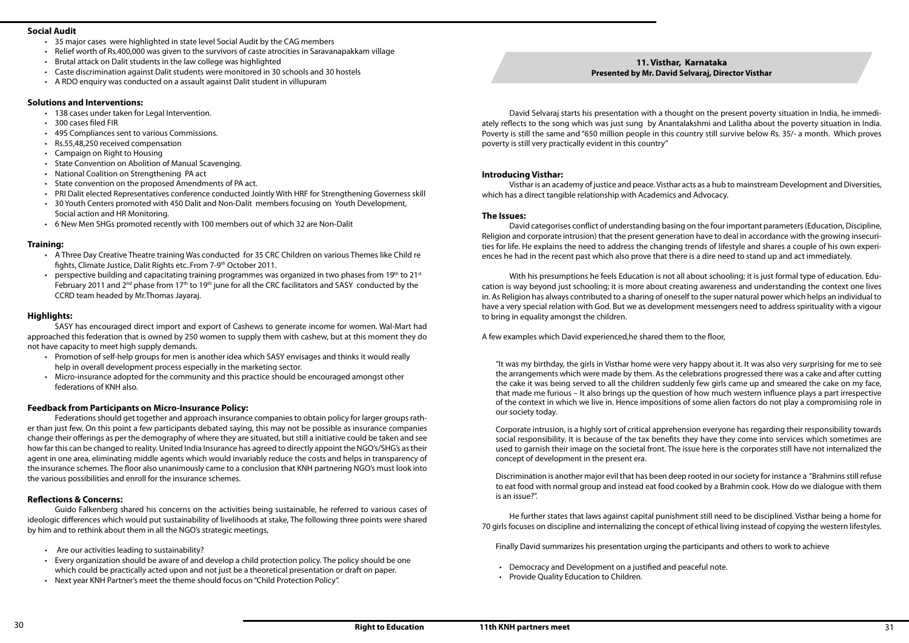### Social Audit

- 35 major cases were highlighted in state level Social Audit by the CAG members
- Relief worth of Rs.400,000 was given to the survivors of caste atrocities in Saravanapakkam village
- Brutal attack on Dalit students in the law college was highlighted
- Caste discrimination against Dalit students were monitored in 30 schools and 30 hostels
- A RDO enquiry was conducted on a assault against Dalit student in villupuram

### Solutions and Interventions:

- 138 cases under taken for Legal Intervention.
- 300 cases filed FIR
- 495 Compliances sent to various Commissions.
- Rs.55,48,250 received compensation
- Campaign on Right to Housing
- State Convention on Abolition of Manual Scavenging.
- National Coalition on Strengthening PA act
- State convention on the proposed Amendments of PA act.
- PRI Dalit elected Representatives conference conducted Jointly With HRF for Strengthening Governess skill
- 30 Youth Centers promoted with 450 Dalit and Non-Dalit members focusing on Youth Development, Social action and HR Monitoring.
- 6 New Men SHGs promoted recently with 100 members out of which 32 are Non-Dalit

### Training:

- A Three Day Creative Theatre training Was conducted for 35 CRC Children on various Themes like Child re fights, Climate Justice, Dalit Rights etc..From 7-9th October 2011.
- perspective building and capacitating training programmes was organized in two phases from 19th to 21st February 2011 and 2nd phase from 17th to 19th june for all the CRC facilitators and SASY conducted by the CCRD team headed by Mr.Thomas Jayaraj.

### Highlights:

SASY has encouraged direct import and export of Cashews to generate income for women. Wal-Mart had approached this federation that is owned by 250 women to supply them with cashew, but at this moment they do not have capacity to meet high supply demands.

- Promotion of self-help groups for men is another idea which SASY envisages and thinks it would really help in overall development process especially in the marketing sector.
- Micro-insurance adopted for the community and this practice should be encouraged amongst other federations of KNH also.

### Feedback from Participants on Micro-Insurance Policy:

Federations should get together and approach insurance companies to obtain policy for larger groups rather than just few. On this point a few participants debated saying, this may not be possible as insurance companies change their offerings as per the demography of where they are situated, but still a initiative could be taken and see how far this can be changed to reality. United India Insurance has agreed to directly appoint the NGO's/SHG's as their agent in one area, eliminating middle agents which would invariably reduce the costs and helps in transparency of the insurance schemes. The floor also unanimously came to a conclusion that KNH partnering NGO's must look into the various possibilities and enroll for the insurance schemes.

### Reflections & Concerns:

Guido Falkenberg shared his concerns on the activities being sustainable, he referred to various cases of ideologic differences which would put sustainability of livelihoods at stake, The following three points were shared by him and to rethink about them in all the NGO's strategic meetings,

- Are our activities leading to sustainability?
- Every organization should be aware of and develop a child protection policy. The policy should be one which could be practically acted upon and not just be a theoretical presentation or draft on paper.
- Next year KNH Partner's meet the theme should focus on "Child Protection Policy".

## 11. Visthar, Karnataka
**Presented by Mr. David Selvaraj, Director Visthar**

David Selvaraj starts his presentation with a thought on the present poverty situation in India, he immediately reflects to the song which was just sung by Anantalakshmi and Lalitha about the poverty situation in India. Poverty is still the same and "650 million people in this country still survive below Rs. 35/- a month. Which proves poverty is still very practically evident in this country"

### Introducing Visthar:

Visthar is an academy of justice and peace. Visthar acts as a hub to mainstream Development and Diversities, which has a direct tangible relationship with Academics and Advocacy.

### The Issues:

David categorises conflict of understanding basing on the four important parameters (Education, Discipline, Religion and corporate intrusion) that the present generation have to deal in accordance with the growing insecurities for life. He explains the need to address the changing trends of lifestyle and shares a couple of his own experiences he had in the recent past which also prove that there is a dire need to stand up and act immediately.

With his presumptions he feels Education is not all about schooling; it is just formal type of education. Education is way beyond just schooling; it is more about creating awareness and understanding the context one lives in. As Religion has always contributed to a sharing of oneself to the super natural power which helps an individual to have a very special relation with God. But we as development messengers need to address spirituality with a vigour to bring in equality amongst the children.

A few examples which David experienced,he shared them to the floor,

"It was my birthday, the girls in Visthar home were very happy about it. It was also very surprising for me to see the arrangements which were made by them. As the celebrations progressed there was a cake and after cutting the cake it was being served to all the children suddenly few girls came up and smeared the cake on my face, that made me furious – It also brings up the question of how much western influence plays a part irrespective of the context in which we live in. Hence impositions of some alien factors do not play a compromising role in our society today.

Corporate intrusion, is a highly sort of critical apprehension everyone has regarding their responsibility towards social responsibility. It is because of the tax benefits they have they come into services which sometimes are used to garnish their image on the societal front. The issue here is the corporates still have not internalized the concept of development in the present era.

Discrimination is another major evil that has been deep rooted in our society for instance a "Brahmins still refuse to eat food with normal group and instead eat food cooked by a Brahmin cook. How do we dialogue with them is an issue?".

He further states that laws against capital punishment still need to be disciplined. Visthar being a home for 70 girls focuses on discipline and internalizing the concept of ethical living instead of copying the western lifestyles.

Finally David summarizes his presentation urging the participants and others to work to achieve

- Democracy and Development on a justified and peaceful note.
- Provide Quality Education to Children.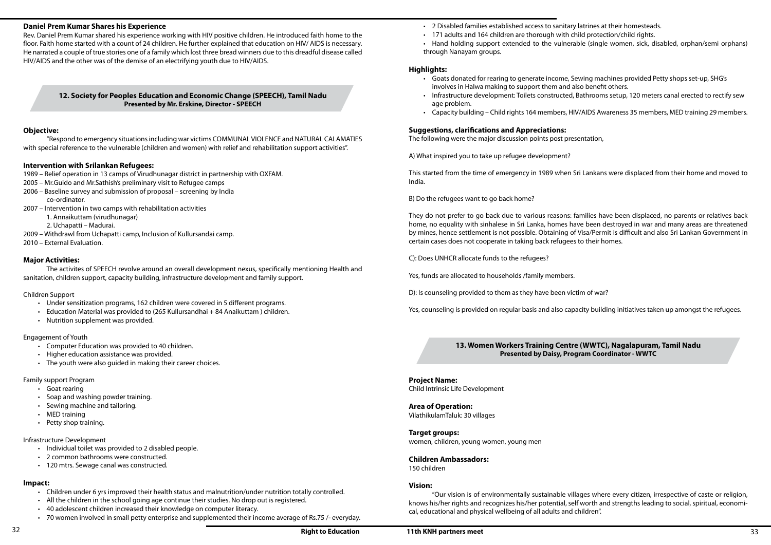### Daniel Prem Kumar Shares his Experience

Rev. Daniel Prem Kumar shared his experience working with HIV positive children. He introduced faith home to the floor. Faith home started with a count of 24 children. He further explained that education on HIV/ AIDS is necessary. He narrated a couple of true stories one of a family which lost three bread winners due to this dreadful disease called HIV/AIDS and the other was of the demise of an electrifying youth due to HIV/AIDS.

## 12. Society for Peoples Education and Economic Change (SPEECH), Tamil Nadu

**Presented by Mr. Erskine, Director - SPEECH**

### Objective:

"Respond to emergency situations including war victims COMMUNAL VIOLENCE and NATURAL CALAMATIES with special reference to the vulnerable (children and women) with relief and rehabilitation support activities".

### Intervention with Srilankan Refugees:

1989 – Relief operation in 13 camps of Virudhunagar district in partnership with OXFAM.
2005 – Mr.Guido and Mr.Sathish's preliminary visit to Refugee camps
2006 – Baseline survey and submission of proposal – screening by India co-ordinator.
2007 – Intervention in two camps with rehabilitation activities
1. Annaikuttam (virudhunagar)
2. Uchapatti – Madurai.
2009 – Withdrawl from Uchapatti camp, Inclusion of Kullursandai camp.
2010 – External Evaluation.

### Major Activities:

The activites of SPEECH revolve around an overall development nexus, specifically mentioning Health and sanitation, children support, capacity building, infrastructure development and family support.

Children Support

- Under sensitization programs, 162 children were covered in 5 different programs.
- Education Material was provided to (265 Kullursandhai + 84 Anaikuttam ) children.
- Nutrition supplement was provided.

Engagement of Youth

- Computer Education was provided to 40 children.
- Higher education assistance was provided.
- The youth were also guided in making their career choices.

Family support Program

- Goat rearing
- Soap and washing powder training.
- Sewing machine and tailoring.
- MED training
- Petty shop training.

Infrastructure Development

- Individual toilet was provided to 2 disabled people.
- 2 common bathrooms were constructed.
- 120 mtrs. Sewage canal was constructed.

### Impact:

- Children under 6 yrs improved their health status and malnutrition/under nutrition totally controlled.
- All the children in the school going age continue their studies. No drop out is registered.
- 40 adolescent children increased their knowledge on computer literacy.
- 70 women involved in small petty enterprise and supplemented their income average of Rs.75 /- everyday.
- 2 Disabled families established access to sanitary latrines at their homesteads.
- 171 adults and 164 children are thorough with child protection/child rights.
- Hand holding support extended to the vulnerable (single women, sick, disabled, orphan/semi orphans) through Nanayam groups.

### Highlights:

- Goats donated for rearing to generate income, Sewing machines provided Petty shops set-up, SHG's involves in Halwa making to support them and also benefit others.
- Infrastructure development: Toilets constructed, Bathrooms setup, 120 meters canal erected to rectify sew age problem.
- Capacity building – Child rights 164 members, HIV/AIDS Awareness 35 members, MED training 29 members.

### Suggestions, clarifications and Appreciations:

The following were the major discussion points post presentation,

A) What inspired you to take up refugee development?

This started from the time of emergency in 1989 when Sri Lankans were displaced from their home and moved to India.

B) Do the refugees want to go back home?

They do not prefer to go back due to various reasons: families have been displaced, no parents or relatives back home, no equality with sinhalese in Sri Lanka, homes have been destroyed in war and many areas are threatened by mines, hence settlement is not possible. Obtaining of Visa/Permit is difficult and also Sri Lankan Government in certain cases does not cooperate in taking back refugees to their homes.

C): Does UNHCR allocate funds to the refugees?

Yes, funds are allocated to households /family members.

D): Is counseling provided to them as they have been victim of war?

Yes, counseling is provided on regular basis and also capacity building initiatives taken up amongst the refugees.

## 13. Women Workers Training Centre (WWTC), Nagalapuram, Tamil Nadu

**Presented by Daisy, Program Coordinator - WWTC**

### Project Name:

Child Intrinsic Life Development

### Area of Operation:

VilathikulamTaluk: 30 villages

### Target groups:

women, children, young women, young men

### Children Ambassadors:

150 children

### Vision:

"Our vision is of environmentally sustainable villages where every citizen, irrespective of caste or religion, knows his/her rights and recognizes his/her potential, self worth and strengths leading to social, spiritual, economical, educational and physical wellbeing of all adults and children".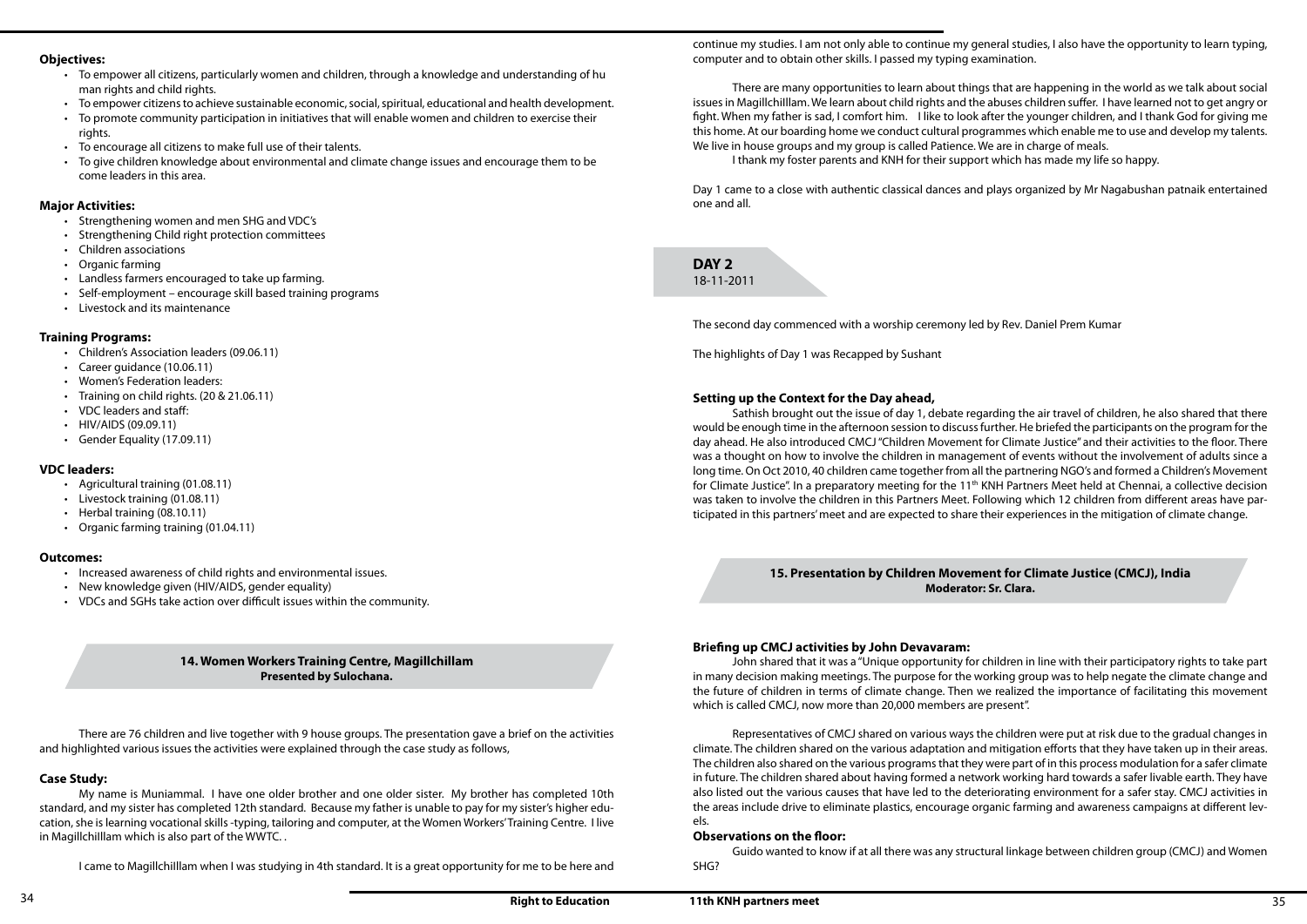### Objectives:

- To empower all citizens, particularly women and children, through a knowledge and understanding of hu man rights and child rights.
- To empower citizens to achieve sustainable economic, social, spiritual, educational and health development.
- To promote community participation in initiatives that will enable women and children to exercise their rights.
- To encourage all citizens to make full use of their talents.
- To give children knowledge about environmental and climate change issues and encourage them to be come leaders in this area.

### Major Activities:

- Strengthening women and men SHG and VDC's
- Strengthening Child right protection committees
- Children associations
- Organic farming
- Landless farmers encouraged to take up farming.
- Self-employment – encourage skill based training programs
- Livestock and its maintenance

### Training Programs:

- Children's Association leaders (09.06.11)
- Career guidance (10.06.11)
- Women's Federation leaders:
- Training on child rights. (20 & 21.06.11)
- VDC leaders and staff:
- HIV/AIDS (09.09.11)
- Gender Equality (17.09.11)

### VDC leaders:

- Agricultural training (01.08.11)
- Livestock training (01.08.11)
- Herbal training (08.10.11)
- Organic farming training (01.04.11)

### Outcomes:

- Increased awareness of child rights and environmental issues.
- New knowledge given (HIV/AIDS, gender equality)
- VDCs and SGHs take action over difficult issues within the community.

## 14. Women Workers Training Centre, Magillchillam

**Presented by Sulochana.**

There are 76 children and live together with 9 house groups. The presentation gave a brief on the activities and highlighted various issues the activities were explained through the case study as follows,

### Case Study:

My name is Muniammal. I have one older brother and one older sister. My brother has completed 10th standard, and my sister has completed 12th standard. Because my father is unable to pay for my sister's higher education, she is learning vocational skills -typing, tailoring and computer, at the Women Workers' Training Centre. I live in Magillchilllam which is also part of the WWTC. .

I came to Magillchilllam when I was studying in 4th standard. It is a great opportunity for me to be here and continue my studies. I am not only able to continue my general studies, I also have the opportunity to learn typing, computer and to obtain other skills. I passed my typing examination.

There are many opportunities to learn about things that are happening in the world as we talk about social issues in Magillchilllam. We learn about child rights and the abuses children suffer. I have learned not to get angry or fight. When my father is sad, I comfort him. I like to look after the younger children, and I thank God for giving me this home. At our boarding home we conduct cultural programmes which enable me to use and develop my talents. We live in house groups and my group is called Patience. We are in charge of meals.

I thank my foster parents and KNH for their support which has made my life so happy.

Day 1 came to a close with authentic classical dances and plays organized by Mr Nagabushan patnaik entertained one and all.

## DAY 2

18-11-2011

The second day commenced with a worship ceremony led by Rev. Daniel Prem Kumar

The highlights of Day 1 was Recapped by Sushant

### Setting up the Context for the Day ahead,

Sathish brought out the issue of day 1, debate regarding the air travel of children, he also shared that there would be enough time in the afternoon session to discuss further. He briefed the participants on the program for the day ahead. He also introduced CMCJ "Children Movement for Climate Justice" and their activities to the floor. There was a thought on how to involve the children in management of events without the involvement of adults since a long time. On Oct 2010, 40 children came together from all the partnering NGO's and formed a Children's Movement for Climate Justice". In a preparatory meeting for the 11th KNH Partners Meet held at Chennai, a collective decision was taken to involve the children in this Partners Meet. Following which 12 children from different areas have participated in this partners' meet and are expected to share their experiences in the mitigation of climate change.

## 15. Presentation by Children Movement for Climate Justice (CMCJ), India

**Moderator: Sr. Clara.**

### Briefing up CMCJ activities by John Devavaram:

John shared that it was a "Unique opportunity for children in line with their participatory rights to take part in many decision making meetings. The purpose for the working group was to help negate the climate change and the future of children in terms of climate change. Then we realized the importance of facilitating this movement which is called CMCJ, now more than 20,000 members are present".

Representatives of CMCJ shared on various ways the children were put at risk due to the gradual changes in climate. The children shared on the various adaptation and mitigation efforts that they have taken up in their areas. The children also shared on the various programs that they were part of in this process modulation for a safer climate in future. The children shared about having formed a network working hard towards a safer livable earth. They have also listed out the various causes that have led to the deteriorating environment for a safer stay. CMCJ activities in the areas include drive to eliminate plastics, encourage organic farming and awareness campaigns at different levels.

### Observations on the floor:

Guido wanted to know if at all there was any structural linkage between children group (CMCJ) and Women SHG?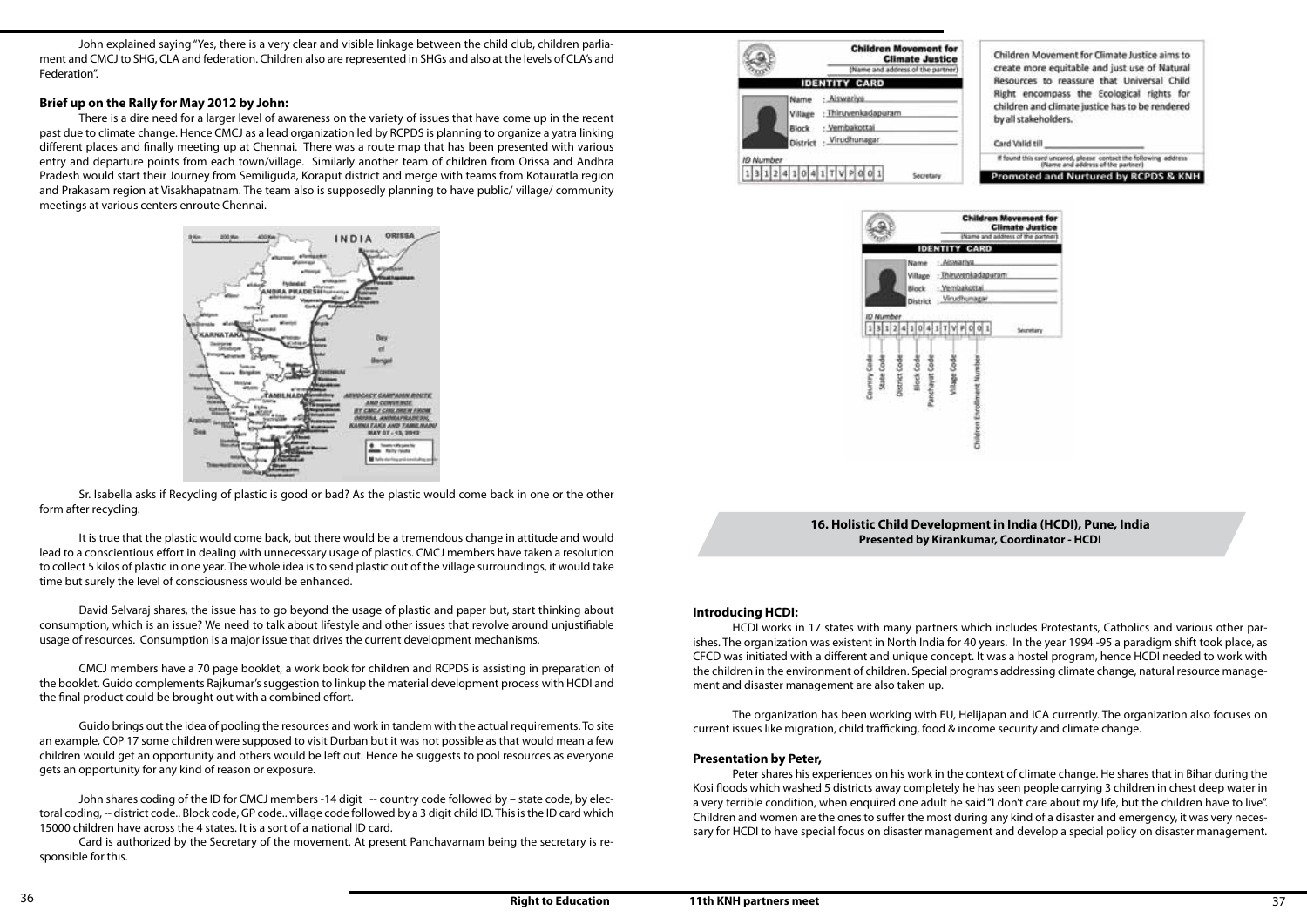John explained saying "Yes, there is a very clear and visible linkage between the child club, children parliament and CMCJ to SHG, CLA and federation. Children also are represented in SHGs and also at the levels of CLA's and Federation".

### Brief up on the Rally for May 2012 by John:

There is a dire need for a larger level of awareness on the variety of issues that have come up in the recent past due to climate change. Hence CMCJ as a lead organization led by RCPDS is planning to organize a yatra linking different places and finally meeting up at Chennai. There was a route map that has been presented with various entry and departure points from each town/village. Similarly another team of children from Orissa and Andhra Pradesh would start their Journey from Semiliguda, Koraput district and merge with teams from Kotauratla region and Prakasam region at Visakhapatnam. The team also is supposedly planning to have public/ village/ community meetings at various centers enroute Chennai.

Sr. Isabella asks if Recycling of plastic is good or bad? As the plastic would come back in one or the other form after recycling.

It is true that the plastic would come back, but there would be a tremendous change in attitude and would lead to a conscientious effort in dealing with unnecessary usage of plastics. CMCJ members have taken a resolution to collect 5 kilos of plastic in one year. The whole idea is to send plastic out of the village surroundings, it would take time but surely the level of consciousness would be enhanced.

David Selvaraj shares, the issue has to go beyond the usage of plastic and paper but, start thinking about consumption, which is an issue? We need to talk about lifestyle and other issues that revolve around unjustifiable usage of resources. Consumption is a major issue that drives the current development mechanisms.

CMCJ members have a 70 page booklet, a work book for children and RCPDS is assisting in preparation of the booklet. Guido complements Rajkumar's suggestion to linkup the material development process with HCDI and the final product could be brought out with a combined effort.

Guido brings out the idea of pooling the resources and work in tandem with the actual requirements. To site an example, COP 17 some children were supposed to visit Durban but it was not possible as that would mean a few children would get an opportunity and others would be left out. Hence he suggests to pool resources as everyone gets an opportunity for any kind of reason or exposure.

John shares coding of the ID for CMCJ members -14 digit -- country code followed by – state code, by electoral coding, -- district code.. Block code, GP code.. village code followed by a 3 digit child ID. This is the ID card which 15000 children have across the 4 states. It is a sort of a national ID card.

Card is authorized by the Secretary of the movement. At present Panchavarnam being the secretary is responsible for this.

**16. Holistic Child Development in India (HCDI), Pune, India**
**Presented by Kirankumar, Coordinator - HCDI**

### Introducing HCDI:

HCDI works in 17 states with many partners which includes Protestants, Catholics and various other parishes. The organization was existent in North India for 40 years. In the year 1994 -95 a paradigm shift took place, as CFCD was initiated with a different and unique concept. It was a hostel program, hence HCDI needed to work with the children in the environment of children. Special programs addressing climate change, natural resource management and disaster management are also taken up.

The organization has been working with EU, Helijapan and ICA currently. The organization also focuses on current issues like migration, child trafficking, food & income security and climate change.

### Presentation by Peter,

Peter shares his experiences on his work in the context of climate change. He shares that in Bihar during the Kosi floods which washed 5 districts away completely he has seen people carrying 3 children in chest deep water in a very terrible condition, when enquired one adult he said "I don't care about my life, but the children have to live". Children and women are the ones to suffer the most during any kind of a disaster and emergency, it was very necessary for HCDI to have special focus on disaster management and develop a special policy on disaster management.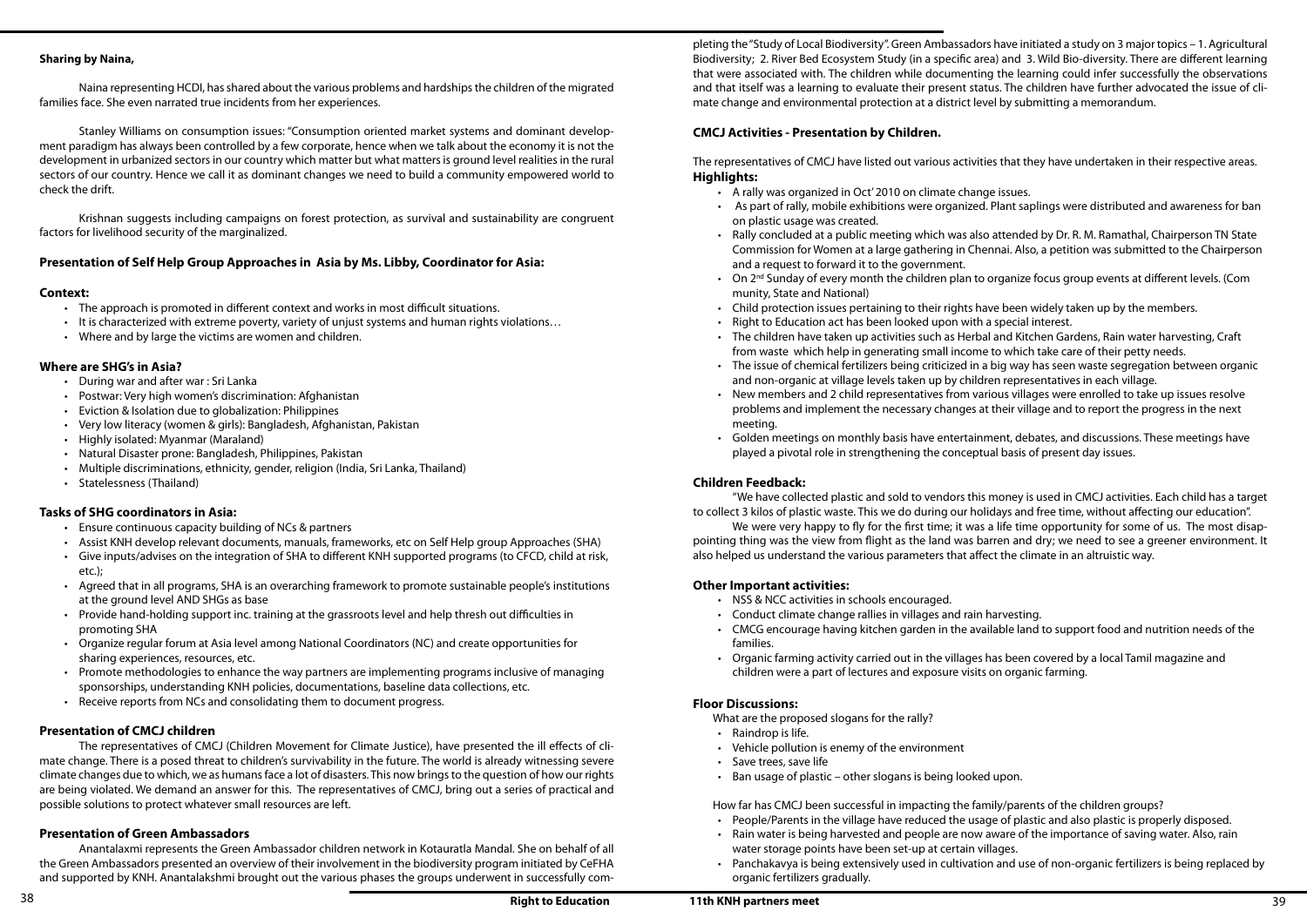**Sharing by Naina,**

Naina representing HCDI, has shared about the various problems and hardships the children of the migrated families face. She even narrated true incidents from her experiences.

Stanley Williams on consumption issues: "Consumption oriented market systems and dominant development paradigm has always been controlled by a few corporate, hence when we talk about the economy it is not the development in urbanized sectors in our country which matter but what matters is ground level realities in the rural sectors of our country. Hence we call it as dominant changes we need to build a community empowered world to check the drift.

Krishnan suggests including campaigns on forest protection, as survival and sustainability are congruent factors for livelihood security of the marginalized.

### Presentation of Self Help Group Approaches in Asia by Ms. Libby, Coordinator for Asia:

**Context:**

- The approach is promoted in different context and works in most difficult situations.
- It is characterized with extreme poverty, variety of unjust systems and human rights violations…
- Where and by large the victims are women and children.

**Where are SHG's in Asia?**

- During war and after war : Sri Lanka
- Postwar: Very high women's discrimination: Afghanistan
- Eviction & Isolation due to globalization: Philippines
- Very low literacy (women & girls): Bangladesh, Afghanistan, Pakistan
- Highly isolated: Myanmar (Maraland)
- Natural Disaster prone: Bangladesh, Philippines, Pakistan
- Multiple discriminations, ethnicity, gender, religion (India, Sri Lanka, Thailand)
- Statelessness (Thailand)

**Tasks of SHG coordinators in Asia:**

- Ensure continuous capacity building of NCs & partners
- Assist KNH develop relevant documents, manuals, frameworks, etc on Self Help group Approaches (SHA)
- Give inputs/advises on the integration of SHA to different KNH supported programs (to CFCD, child at risk, etc.);
- Agreed that in all programs, SHA is an overarching framework to promote sustainable people's institutions at the ground level AND SHGs as base
- Provide hand-holding support inc. training at the grassroots level and help thresh out difficulties in promoting SHA
- Organize regular forum at Asia level among National Coordinators (NC) and create opportunities for sharing experiences, resources, etc.
- Promote methodologies to enhance the way partners are implementing programs inclusive of managing sponsorships, understanding KNH policies, documentations, baseline data collections, etc.
- Receive reports from NCs and consolidating them to document progress.

### Presentation of CMCJ children

The representatives of CMCJ (Children Movement for Climate Justice), have presented the ill effects of climate change. There is a posed threat to children's survivability in the future. The world is already witnessing severe climate changes due to which, we as humans face a lot of disasters. This now brings to the question of how our rights are being violated. We demand an answer for this. The representatives of CMCJ, bring out a series of practical and possible solutions to protect whatever small resources are left.

### Presentation of Green Ambassadors

Anantalaxmi represents the Green Ambassador children network in Kotauratla Mandal. She on behalf of all the Green Ambassadors presented an overview of their involvement in the biodiversity program initiated by CeFHA and supported by KNH. Anantalakshmi brought out the various phases the groups underwent in successfully completing the "Study of Local Biodiversity". Green Ambassadors have initiated a study on 3 major topics – 1. Agricultural Biodiversity; 2. River Bed Ecosystem Study (in a specific area) and 3. Wild Bio-diversity. There are different learning that were associated with. The children while documenting the learning could infer successfully the observations and that itself was a learning to evaluate their present status. The children have further advocated the issue of climate change and environmental protection at a district level by submitting a memorandum.

### CMCJ Activities - Presentation by Children.

The representatives of CMCJ have listed out various activities that they have undertaken in their respective areas.

**Highlights:**

- A rally was organized in Oct' 2010 on climate change issues.
- As part of rally, mobile exhibitions were organized. Plant saplings were distributed and awareness for ban on plastic usage was created.
- Rally concluded at a public meeting which was also attended by Dr. R. M. Ramathal, Chairperson TN State Commission for Women at a large gathering in Chennai. Also, a petition was submitted to the Chairperson and a request to forward it to the government.
- On 2nd Sunday of every month the children plan to organize focus group events at different levels. (Community, State and National)
- Child protection issues pertaining to their rights have been widely taken up by the members.
- Right to Education act has been looked upon with a special interest.
- The children have taken up activities such as Herbal and Kitchen Gardens, Rain water harvesting, Craft from waste which help in generating small income to which take care of their petty needs.
- The issue of chemical fertilizers being criticized in a big way has seen waste segregation between organic and non-organic at village levels taken up by children representatives in each village.
- New members and 2 child representatives from various villages were enrolled to take up issues resolve problems and implement the necessary changes at their village and to report the progress in the next meeting.
- Golden meetings on monthly basis have entertainment, debates, and discussions. These meetings have played a pivotal role in strengthening the conceptual basis of present day issues.

**Children Feedback:**

"We have collected plastic and sold to vendors this money is used in CMCJ activities. Each child has a target to collect 3 kilos of plastic waste. This we do during our holidays and free time, without affecting our education".

We were very happy to fly for the first time; it was a life time opportunity for some of us. The most disappointing thing was the view from flight as the land was barren and dry; we need to see a greener environment. It also helped us understand the various parameters that affect the climate in an altruistic way.

**Other Important activities:**

- NSS & NCC activities in schools encouraged.
- Conduct climate change rallies in villages and rain harvesting.
- CMCG encourage having kitchen garden in the available land to support food and nutrition needs of the families.
- Organic farming activity carried out in the villages has been covered by a local Tamil magazine and children were a part of lectures and exposure visits on organic farming.

**Floor Discussions:**

What are the proposed slogans for the rally?

- Raindrop is life.
- Vehicle pollution is enemy of the environment
- Save trees, save life
- Ban usage of plastic – other slogans is being looked upon.

How far has CMCJ been successful in impacting the family/parents of the children groups?

- People/Parents in the village have reduced the usage of plastic and also plastic is properly disposed.
- Rain water is being harvested and people are now aware of the importance of saving water. Also, rain water storage points have been set-up at certain villages.
- Panchakavya is being extensively used in cultivation and use of non-organic fertilizers is being replaced by organic fertilizers gradually.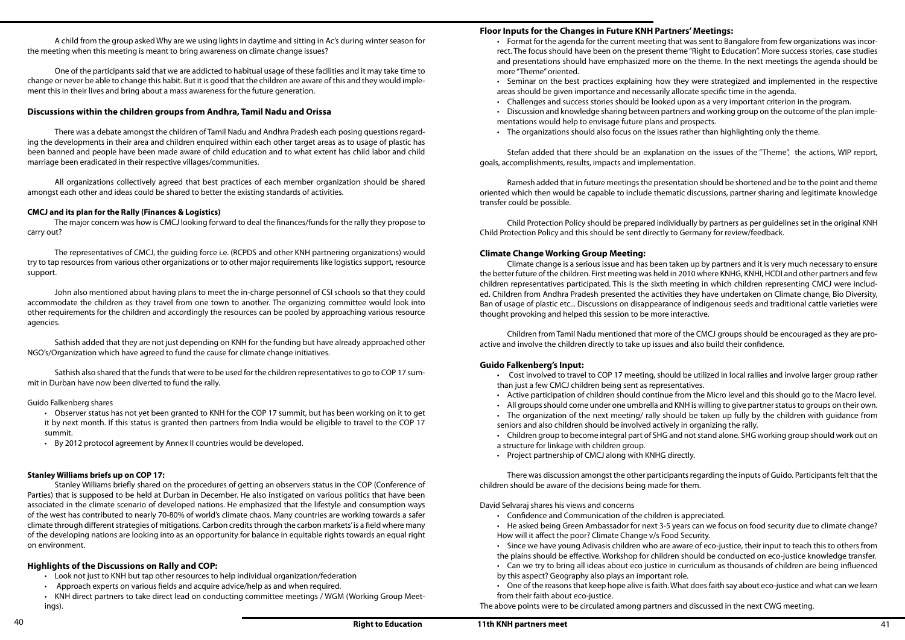A child from the group asked Why are we using lights in daytime and sitting in Ac's during winter season for the meeting when this meeting is meant to bring awareness on climate change issues?

One of the participants said that we are addicted to habitual usage of these facilities and it may take time to change or never be able to change this habit. But it is good that the children are aware of this and they would implement this in their lives and bring about a mass awareness for the future generation.

### Discussions within the children groups from Andhra, Tamil Nadu and Orissa

There was a debate amongst the children of Tamil Nadu and Andhra Pradesh each posing questions regarding the developments in their area and children enquired within each other target areas as to usage of plastic has been banned and people have been made aware of child education and to what extent has child labor and child marriage been eradicated in their respective villages/communities.

All organizations collectively agreed that best practices of each member organization should be shared amongst each other and ideas could be shared to better the existing standards of activities.

**CMCJ and its plan for the Rally (Finances & Logistics)**

The major concern was how is CMCJ looking forward to deal the finances/funds for the rally they propose to carry out?

The representatives of CMCJ, the guiding force i.e. (RCPDS and other KNH partnering organizations) would try to tap resources from various other organizations or to other major requirements like logistics support, resource support.

John also mentioned about having plans to meet the in-charge personnel of CSI schools so that they could accommodate the children as they travel from one town to another. The organizing committee would look into other requirements for the children and accordingly the resources can be pooled by approaching various resource agencies.

Sathish added that they are not just depending on KNH for the funding but have already approached other NGO's/Organization which have agreed to fund the cause for climate change initiatives.

Sathish also shared that the funds that were to be used for the children representatives to go to COP 17 summit in Durban have now been diverted to fund the rally.

Guido Falkenberg shares

- Observer status has not yet been granted to KNH for the COP 17 summit, but has been working on it to get it by next month. If this status is granted then partners from India would be eligible to travel to the COP 17 summit.
- By 2012 protocol agreement by Annex II countries would be developed.

**Stanley Williams briefs up on COP 17:**

Stanley Williams briefly shared on the procedures of getting an observers status in the COP (Conference of Parties) that is supposed to be held at Durban in December. He also instigated on various politics that have been associated in the climate scenario of developed nations. He emphasized that the lifestyle and consumption ways of the west has contributed to nearly 70-80% of world's climate chaos. Many countries are working towards a safer climate through different strategies of mitigations. Carbon credits through the carbon markets' is a field where many of the developing nations are looking into as an opportunity for balance in equitable rights towards an equal right on environment.

### Highlights of the Discussions on Rally and COP:

- Look not just to KNH but tap other resources to help individual organization/federation
- Approach experts on various fields and acquire advice/help as and when required.
- KNH direct partners to take direct lead on conducting committee meetings / WGM (Working Group Meetings).

### Floor Inputs for the Changes in Future KNH Partners' Meetings:

- Format for the agenda for the current meeting that was sent to Bangalore from few organizations was incorrect. The focus should have been on the present theme "Right to Education". More success stories, case studies and presentations should have emphasized more on the theme. In the next meetings the agenda should be more "Theme" oriented.
- Seminar on the best practices explaining how they were strategized and implemented in the respective areas should be given importance and necessarily allocate specific time in the agenda.
- Challenges and success stories should be looked upon as a very important criterion in the program.
- Discussion and knowledge sharing between partners and working group on the outcome of the plan implementations would help to envisage future plans and prospects.
- The organizations should also focus on the issues rather than highlighting only the theme.

Stefan added that there should be an explanation on the issues of the "Theme", the actions, WIP report, goals, accomplishments, results, impacts and implementation.

Ramesh added that in future meetings the presentation should be shortened and be to the point and theme oriented which then would be capable to include thematic discussions, partner sharing and legitimate knowledge transfer could be possible.

Child Protection Policy should be prepared individually by partners as per guidelines set in the original KNH Child Protection Policy and this should be sent directly to Germany for review/feedback.

### Climate Change Working Group Meeting:

Climate change is a serious issue and has been taken up by partners and it is very much necessary to ensure the better future of the children. First meeting was held in 2010 where KNHG, KNHI, HCDI and other partners and few children representatives participated. This is the sixth meeting in which children representing CMCJ were included. Children from Andhra Pradesh presented the activities they have undertaken on Climate change, Bio Diversity, Ban of usage of plastic etc... Discussions on disappearance of indigenous seeds and traditional cattle varieties were thought provoking and helped this session to be more interactive.

Children from Tamil Nadu mentioned that more of the CMCJ groups should be encouraged as they are proactive and involve the children directly to take up issues and also build their confidence.

### Guido Falkenberg's Input:

- Cost involved to travel to COP 17 meeting, should be utilized in local rallies and involve larger group rather than just a few CMCJ children being sent as representatives.
- Active participation of children should continue from the Micro level and this should go to the Macro level.
- All groups should come under one umbrella and KNH is willing to give partner status to groups on their own.
- The organization of the next meeting/ rally should be taken up fully by the children with guidance from seniors and also children should be involved actively in organizing the rally.
- Children group to become integral part of SHG and not stand alone. SHG working group should work out on a structure for linkage with children group.
- Project partnership of CMCJ along with KNHG directly.

There was discussion amongst the other participants regarding the inputs of Guido. Participants felt that the children should be aware of the decisions being made for them.

David Selvaraj shares his views and concerns

- Confidence and Communication of the children is appreciated.
- He asked being Green Ambassador for next 3-5 years can we focus on food security due to climate change? How will it affect the poor? Climate Change v/s Food Security.
- Since we have young Adivasis children who are aware of eco-justice, their input to teach this to others from the plains should be effective. Workshop for children should be conducted on eco-justice knowledge transfer.
- Can we try to bring all ideas about eco justice in curriculum as thousands of children are being influenced by this aspect? Geography also plays an important role.
- One of the reasons that keep hope alive is faith. What does faith say about eco-justice and what can we learn from their faith about eco-justice.

The above points were to be circulated among partners and discussed in the next CWG meeting.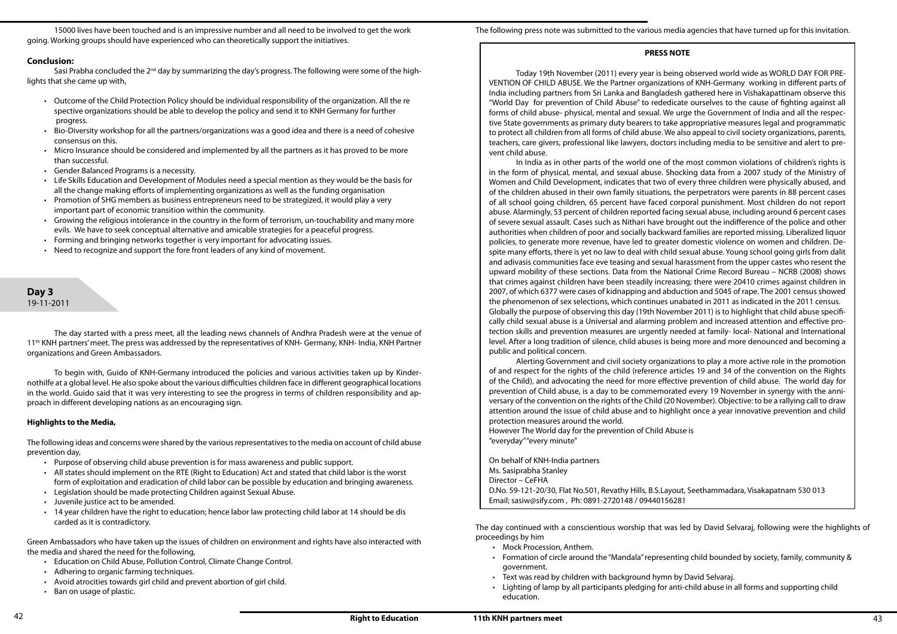15000 lives have been touched and is an impressive number and all need to be involved to get the work going. Working groups should have experienced who can theoretically support the initiatives.

**Conclusion:**

Sasi Prabha concluded the 2nd day by summarizing the day's progress. The following were some of the highlights that she came up with,

- Outcome of the Child Protection Policy should be individual responsibility of the organization. All the respective organizations should be able to develop the policy and send it to KNH Germany for further progress.
- Bio-Diversity workshop for all the partners/organizations was a good idea and there is a need of cohesive consensus on this.
- Micro Insurance should be considered and implemented by all the partners as it has proved to be more than successful.
- Gender Balanced Programs is a necessity.
- Life Skills Education and Development of Modules need a special mention as they would be the basis for all the change making efforts of implementing organizations as well as the funding organisation
- Promotion of SHG members as business entrepreneurs need to be strategized, it would play a very important part of economic transition within the community.
- Growing the religious intolerance in the country in the form of terrorism, un-touchability and many more evils. We have to seek conceptual alternative and amicable strategies for a peaceful progress.
- Forming and bringing networks together is very important for advocating issues.
- Need to recognize and support the fore front leaders of any kind of movement.

## Day 3
19-11-2011

The day started with a press meet, all the leading news channels of Andhra Pradesh were at the venue of 11th KNH partners' meet. The press was addressed by the representatives of KNH- Germany, KNH- India, KNH Partner organizations and Green Ambassadors.

To begin with, Guido of KNH-Germany introduced the policies and various activities taken up by Kindernothilfe at a global level. He also spoke about the various difficulties children face in different geographical locations in the world. Guido said that it was very interesting to see the progress in terms of children responsibility and approach in different developing nations as an encouraging sign.

**Highlights to the Media,**

The following ideas and concerns were shared by the various representatives to the media on account of child abuse prevention day,

- Purpose of observing child abuse prevention is for mass awareness and public support.
- All states should implement on the RTE (Right to Education) Act and stated that child labor is the worst form of exploitation and eradication of child labor can be possible by education and bringing awareness.
- Legislation should be made protecting Children against Sexual Abuse.
- Juvenile justice act to be amended.
- 14 year children have the right to education; hence labor law protecting child labor at 14 should be discarded as it is contradictory.

Green Ambassadors who have taken up the issues of children on environment and rights have also interacted with the media and shared the need for the following,

- Education on Child Abuse, Pollution Control, Climate Change Control.
- Adhering to organic farming techniques.
- Avoid atrocities towards girl child and prevent abortion of girl child.
- Ban on usage of plastic.

The following press note was submitted to the various media agencies that have turned up for this invitation.

**PRESS NOTE**

Today 19th November (2011) every year is being observed world wide as WORLD DAY FOR PREVENTION OF CHILD ABUSE. We the Partner organizations of KNH-Germany working in different parts of India including partners from Sri Lanka and Bangladesh gathered here in Vishakapattinam observe this "World Day for prevention of Child Abuse" to rededicate ourselves to the cause of fighting against all forms of child abuse- physical, mental and sexual. We urge the Government of India and all the respective State governments as primary duty bearers to take appropriative measures legal and programmatic to protect all children from all forms of child abuse. We also appeal to civil society organizations, parents, teachers, care givers, professional like lawyers, doctors including media to be sensitive and alert to prevent child abuse.

In India as in other parts of the world one of the most common violations of children's rights is in the form of physical, mental, and sexual abuse. Shocking data from a 2007 study of the Ministry of Women and Child Development, indicates that two of every three children were physically abused, and of the children abused in their own family situations, the perpetrators were parents in 88 percent cases of all school going children, 65 percent have faced corporal punishment. Most children do not report abuse. Alarmingly, 53 percent of children reported facing sexual abuse, including around 6 percent cases of severe sexual assault. Cases such as Nithari have brought out the indifference of the police and other authorities when children of poor and socially backward families are reported missing. Liberalized liquor policies, to generate more revenue, have led to greater domestic violence on women and children. Despite many efforts, there is yet no law to deal with child sexual abuse. Young school going girls from dalit and adivasis communities face eve teasing and sexual harassment from the upper castes who resent the upward mobility of these sections. Data from the National Crime Record Bureau – NCRB (2008) shows that crimes against children have been steadily increasing; there were 20410 crimes against children in 2007, of which 6377 were cases of kidnapping and abduction and 5045 of rape. The 2001 census showed the phenomenon of sex selections, which continues unabated in 2011 as indicated in the 2011 census.

Globally the purpose of observing this day (19th November 2011) is to highlight that child abuse specifically child sexual abuse is a Universal and alarming problem and increased attention and effective protection skills and prevention measures are urgently needed at family- local- National and International level. After a long tradition of silence, child abuses is being more and more denounced and becoming a public and political concern.

Alerting Government and civil society organizations to play a more active role in the promotion of and respect for the rights of the child (reference articles 19 and 34 of the convention on the Rights of the Child), and advocating the need for more effective prevention of child abuse. The world day for prevention of Child abuse, is a day to be commemorated every 19 November in synergy with the anniversary of the convention on the rights of the Child (20 November). Objective: to be a rallying call to draw attention around the issue of child abuse and to highlight once a year innovative prevention and child protection measures around the world.

However The World day for the prevention of Child Abuse is
"everyday" "every minute"

On behalf of KNH-India partners
Ms. Sasiprabha Stanley
Director – CeFHA
D.No. 59-121-20/30, Flat No.501, Revathy Hills, B.S.Layout, Seethammadara, Visakapatnam 530 013
Email; sasiw@sify.com , Ph: 0891-2720148 / 09440156281

The day continued with a conscientious worship that was led by David Selvaraj, following were the highlights of proceedings by him

- Mock Procession, Anthem.
- Formation of circle around the "Mandala" representing child bounded by society, family, community & government.
- Text was read by children with background hymn by David Selvaraj.
- Lighting of lamp by all participants pledging for anti-child abuse in all forms and supporting child education.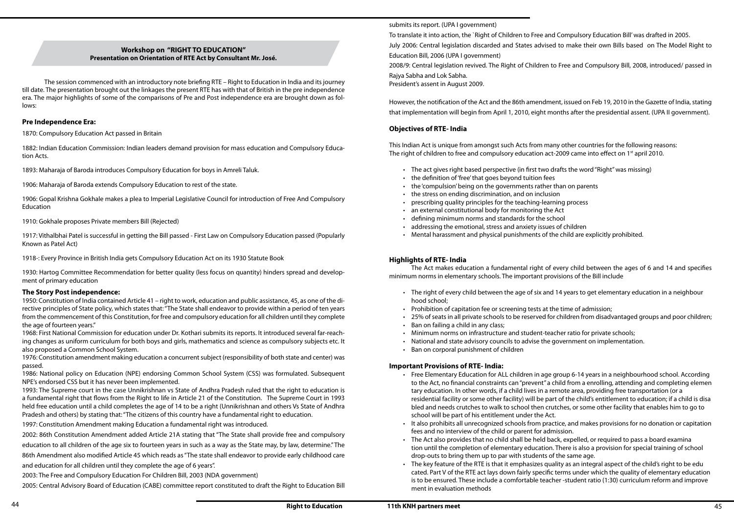## Workshop on "RIGHT TO EDUCATION"
### Presentation on Orientation of RTE Act by Consultant Mr. José.

The session commenced with an introductory note briefing RTE – Right to Education in India and its journey till date. The presentation brought out the linkages the present RTE has with that of British in the pre independence era. The major highlights of some of the comparisons of Pre and Post independence era are brought down as follows:

### Pre Independence Era:

1870: Compulsory Education Act passed in Britain

1882: Indian Education Commission: Indian leaders demand provision for mass education and Compulsory Education Acts.

1893: Maharaja of Baroda introduces Compulsory Education for boys in Amreli Taluk.

1906: Maharaja of Baroda extends Compulsory Education to rest of the state.

1906: Gopal Krishna Gokhale makes a plea to Imperial Legislative Council for introduction of Free And Compulsory Education

1910: Gokhale proposes Private members Bill (Rejected)

1917: Vithalbhai Patel is successful in getting the Bill passed - First Law on Compulsory Education passed (Popularly Known as Patel Act)

1918-: Every Province in British India gets Compulsory Education Act on its 1930 Statute Book

1930: Hartog Committee Recommendation for better quality (less focus on quantity) hinders spread and development of primary education

### The Story Post independence:

1950: Constitution of India contained Article 41 – right to work, education and public assistance, 45, as one of the directive principles of State policy, which states that: "The State shall endeavor to provide within a period of ten years from the commencement of this Constitution, for free and compulsory education for all children until they complete the age of fourteen years."

1968: First National Commission for education under Dr. Kothari submits its reports. It introduced several far-reaching changes as uniform curriculum for both boys and girls, mathematics and science as compulsory subjects etc. It also proposed a Common School System.

1976: Constitution amendment making education a concurrent subject (responsibility of both state and center) was passed.

1986: National policy on Education (NPE) endorsing Common School System (CSS) was formulated. Subsequent NPE's endorsed CSS but it has never been implemented.

1993: The Supreme court in the case Unnikrishnan vs State of Andhra Pradesh ruled that the right to education is a fundamental right that flows from the Right to life in Article 21 of the Constitution. The Supreme Court in 1993 held free education until a child completes the age of 14 to be a right (Unnikrishnan and others Vs State of Andhra Pradesh and others) by stating that: "The citizens of this country have a fundamental right to education.

1997: Constitution Amendment making Education a fundamental right was introduced.

2002: 86th Constitution Amendment added Article 21A stating that "The State shall provide free and compulsory education to all children of the age six to fourteen years in such as a way as the State may, by law, determine." The 86th Amendment also modified Article 45 which reads as "The state shall endeavor to provide early childhood care and education for all children until they complete the age of 6 years".

2003: The Free and Compulsory Education For Children Bill, 2003 (NDA government)

2005: Central Advisory Board of Education (CABE) committee report constituted to draft the Right to Education Bill submits its report. (UPA I government)

To translate it into action, the `Right of Children to Free and Compulsory Education Bill' was drafted in 2005.

July 2006: Central legislation discarded and States advised to make their own Bills based on The Model Right to Education Bill, 2006 (UPA I government)

2008/9: Central legislation revived. The Right of Children to Free and Compulsory Bill, 2008, introduced/ passed in Rajya Sabha and Lok Sabha.

President's assent in August 2009.

However, the notification of the Act and the 86th amendment, issued on Feb 19, 2010 in the Gazette of India, stating that implementation will begin from April 1, 2010, eight months after the presidential assent. (UPA II government).

### Objectives of RTE- India

This Indian Act is unique from amongst such Acts from many other countries for the following reasons:
The right of children to free and compulsory education act-2009 came into effect on 1st april 2010.

- The act gives right based perspective (in first two drafts the word "Right" was missing)
- the definition of 'free' that goes beyond tuition fees
- the 'compulsion' being on the governments rather than on parents
- the stress on ending discrimination, and on inclusion
- prescribing quality principles for the teaching-learning process
- an external constitutional body for monitoring the Act
- defining minimum norms and standards for the school
- addressing the emotional, stress and anxiety issues of children
- Mental harassment and physical punishments of the child are explicitly prohibited.

### Highlights of RTE- India

The Act makes education a fundamental right of every child between the ages of 6 and 14 and specifies minimum norms in elementary schools. The important provisions of the Bill include

- The right of every child between the age of six and 14 years to get elementary education in a neighbour hood school;
- Prohibition of capitation fee or screening tests at the time of admission;
- 25% of seats in all private schools to be reserved for children from disadvantaged groups and poor children;
- Ban on failing a child in any class;
- Minimum norms on infrastructure and student-teacher ratio for private schools;
- National and state advisory councils to advise the government on implementation.
- Ban on corporal punishment of children

### Important Provisions of RTE- India:

- Free Elementary Education for ALL children in age group 6-14 years in a neighbourhood school. According to the Act, no financial constraints can "prevent" a child from a enrolling, attending and completing elementary education. In other words, if a child lives in a remote area, providing free transportation (or a residential facility or some other facility) will be part of the child's entitlement to education; if a child is disabled and needs crutches to walk to school then crutches, or some other facility that enables him to go to school will be part of his entitlement under the Act.
- It also prohibits all unrecognized schools from practice, and makes provisions for no donation or capitation fees and no interview of the child or parent for admission.
- The Act also provides that no child shall be held back, expelled, or required to pass a board examination until the completion of elementary education. There is also a provision for special training of school drop-outs to bring them up to par with students of the same age.
- The key feature of the RTE is that it emphasizes quality as an integral aspect of the child's right to be educated. Part V of the RTE act lays down fairly specific terms under which the quality of elementary education is to be ensured. These include a comfortable teacher -student ratio (1:30) curriculum reform and improvement in evaluation methods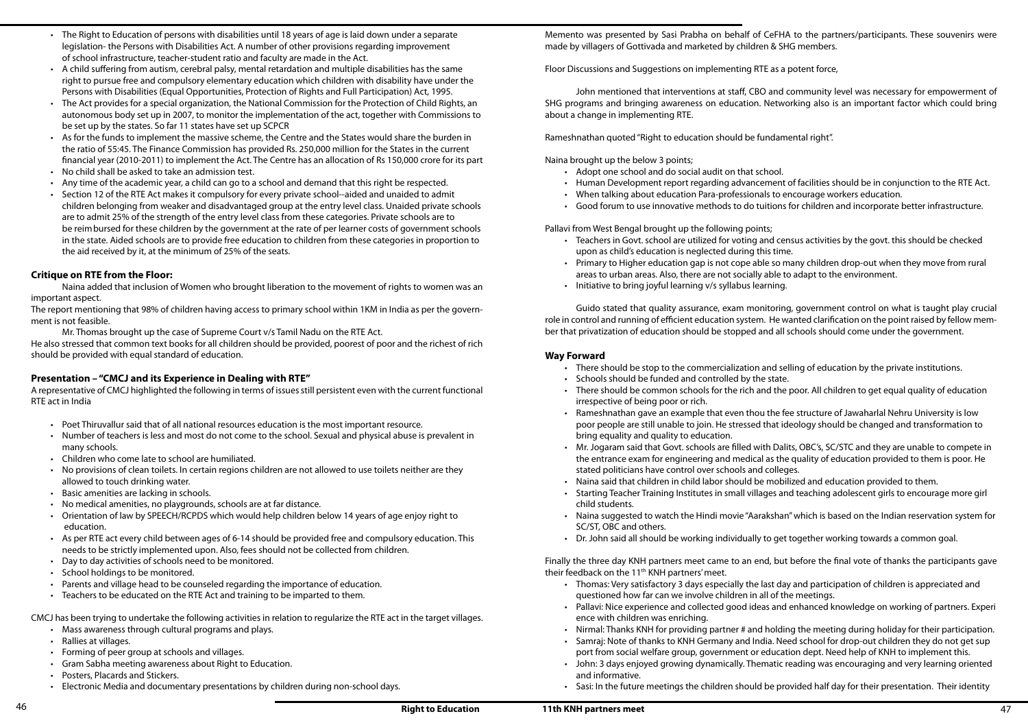- The Right to Education of persons with disabilities until 18 years of age is laid down under a separate legislation- the Persons with Disabilities Act. A number of other provisions regarding improvement of school infrastructure, teacher-student ratio and faculty are made in the Act.
- A child suffering from autism, cerebral palsy, mental retardation and multiple disabilities has the same right to pursue free and compulsory elementary education which children with disability have under the Persons with Disabilities (Equal Opportunities, Protection of Rights and Full Participation) Act, 1995.
- The Act provides for a special organization, the National Commission for the Protection of Child Rights, an autonomous body set up in 2007, to monitor the implementation of the act, together with Commissions to be set up by the states. So far 11 states have set up SCPCR
- As for the funds to implement the massive scheme, the Centre and the States would share the burden in the ratio of 55:45. The Finance Commission has provided Rs. 250,000 million for the States in the current financial year (2010-2011) to implement the Act. The Centre has an allocation of Rs 150,000 crore for its part
- No child shall be asked to take an admission test.
- Any time of the academic year, a child can go to a school and demand that this right be respected.
- Section 12 of the RTE Act makes it compulsory for every private school--aided and unaided to admit children belonging from weaker and disadvantaged group at the entry level class. Unaided private schools are to admit 25% of the strength of the entry level class from these categories. Private schools are to be reimbursed for these children by the government at the rate of per learner costs of government schools in the state. Aided schools are to provide free education to children from these categories in proportion to the aid received by it, at the minimum of 25% of the seats.

### Critique on RTE from the Floor:

Naina added that inclusion of Women who brought liberation to the movement of rights to women was an important aspect.

The report mentioning that 98% of children having access to primary school within 1KM in India as per the government is not feasible.

Mr. Thomas brought up the case of Supreme Court v/s Tamil Nadu on the RTE Act.

He also stressed that common text books for all children should be provided, poorest of poor and the richest of rich should be provided with equal standard of education.

### Presentation – "CMCJ and its Experience in Dealing with RTE"

A representative of CMCJ highlighted the following in terms of issues still persistent even with the current functional RTE act in India

- Poet Thiruvallur said that of all national resources education is the most important resource.
- Number of teachers is less and most do not come to the school. Sexual and physical abuse is prevalent in many schools.
- Children who come late to school are humiliated.
- No provisions of clean toilets. In certain regions children are not allowed to use toilets neither are they allowed to touch drinking water.
- Basic amenities are lacking in schools.
- No medical amenities, no playgrounds, schools are at far distance.
- Orientation of law by SPEECH/RCPDS which would help children below 14 years of age enjoy right to education.
- As per RTE act every child between ages of 6-14 should be provided free and compulsory education. This needs to be strictly implemented upon. Also, fees should not be collected from children.
- Day to day activities of schools need to be monitored.
- School holdings to be monitored.
- Parents and village head to be counseled regarding the importance of education.
- Teachers to be educated on the RTE Act and training to be imparted to them.

CMCJ has been trying to undertake the following activities in relation to regularize the RTE act in the target villages.

- Mass awareness through cultural programs and plays.
- Rallies at villages.
- Forming of peer group at schools and villages.
- Gram Sabha meeting awareness about Right to Education.
- Posters, Placards and Stickers.
- Electronic Media and documentary presentations by children during non-school days.

Memento was presented by Sasi Prabha on behalf of CeFHA to the partners/participants. These souvenirs were made by villagers of Gottivada and marketed by children & SHG members.

Floor Discussions and Suggestions on implementing RTE as a potent force,

John mentioned that interventions at staff, CBO and community level was necessary for empowerment of SHG programs and bringing awareness on education. Networking also is an important factor which could bring about a change in implementing RTE.

Rameshnathan quoted "Right to education should be fundamental right".

Naina brought up the below 3 points;

- Adopt one school and do social audit on that school.
- Human Development report regarding advancement of facilities should be in conjunction to the RTE Act.
- When talking about education Para-professionals to encourage workers education.
- Good forum to use innovative methods to do tuitions for children and incorporate better infrastructure.

Pallavi from West Bengal brought up the following points;

- Teachers in Govt. school are utilized for voting and census activities by the govt. this should be checked upon as child's education is neglected during this time.
- Primary to Higher education gap is not cope able so many children drop-out when they move from rural areas to urban areas. Also, there are not socially able to adapt to the environment.
- Initiative to bring joyful learning v/s syllabus learning.

Guido stated that quality assurance, exam monitoring, government control on what is taught play crucial role in control and running of efficient education system. He wanted clarification on the point raised by fellow member that privatization of education should be stopped and all schools should come under the government.

### Way Forward

- There should be stop to the commercialization and selling of education by the private institutions.
- Schools should be funded and controlled by the state.
- There should be common schools for the rich and the poor. All children to get equal quality of education irrespective of being poor or rich.
- Rameshnathan gave an example that even thou the fee structure of Jawaharlal Nehru University is low poor people are still unable to join. He stressed that ideology should be changed and transformation to bring equality and quality to education.
- Mr. Jogaram said that Govt. schools are filled with Dalits, OBC's, SC/STC and they are unable to compete in the entrance exam for engineering and medical as the quality of education provided to them is poor. He stated politicians have control over schools and colleges.
- Naina said that children in child labor should be mobilized and education provided to them.
- Starting Teacher Training Institutes in small villages and teaching adolescent girls to encourage more girl child students.
- Naina suggested to watch the Hindi movie "Aarakshan" which is based on the Indian reservation system for SC/ST, OBC and others.
- Dr. John said all should be working individually to get together working towards a common goal.

Finally the three day KNH partners meet came to an end, but before the final vote of thanks the participants gave their feedback on the 11th KNH partners' meet.

- Thomas: Very satisfactory 3 days especially the last day and participation of children is appreciated and questioned how far can we involve children in all of the meetings.
- Pallavi: Nice experience and collected good ideas and enhanced knowledge on working of partners. Experience with children was enriching.
- Nirmal: Thanks KNH for providing partner # and holding the meeting during holiday for their participation.
- Samraj: Note of thanks to KNH Germany and India. Need school for drop-out children they do not get support from social welfare group, government or education dept. Need help of KNH to implement this.
- John: 3 days enjoyed growing dynamically. Thematic reading was encouraging and very learning oriented and informative.
- Sasi: In the future meetings the children should be provided half day for their presentation. Their identity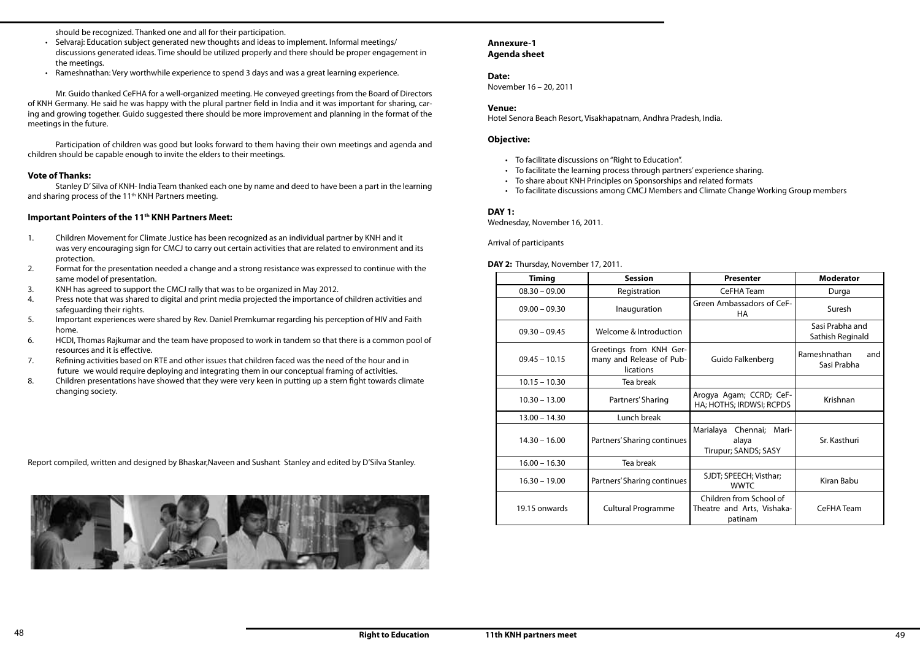should be recognized. Thanked one and all for their participation.

- Selvaraj: Education subject generated new thoughts and ideas to implement. Informal meetings/ discussions generated ideas. Time should be utilized properly and there should be proper engagement in the meetings.
- Rameshnathan: Very worthwhile experience to spend 3 days and was a great learning experience.

Mr. Guido thanked CeFHA for a well-organized meeting. He conveyed greetings from the Board of Directors of KNH Germany. He said he was happy with the plural partner field in India and it was important for sharing, caring and growing together. Guido suggested there should be more improvement and planning in the format of the meetings in the future.

Participation of children was good but looks forward to them having their own meetings and agenda and children should be capable enough to invite the elders to their meetings.

### Vote of Thanks:

Stanley D' Silva of KNH- India Team thanked each one by name and deed to have been a part in the learning and sharing process of the 11th KNH Partners meeting.

### Important Pointers of the 11th KNH Partners Meet:

1. Children Movement for Climate Justice has been recognized as an individual partner by KNH and it was very encouraging sign for CMCJ to carry out certain activities that are related to environment and its protection.
2. Format for the presentation needed a change and a strong resistance was expressed to continue with the same model of presentation.
3. KNH has agreed to support the CMCJ rally that was to be organized in May 2012.
4. Press note that was shared to digital and print media projected the importance of children activities and safeguarding their rights.
5. Important experiences were shared by Rev. Daniel Premkumar regarding his perception of HIV and Faith home.
6. HCDI, Thomas Rajkumar and the team have proposed to work in tandem so that there is a common pool of resources and it is effective.
7. Refining activities based on RTE and other issues that children faced was the need of the hour and in future we would require deploying and integrating them in our conceptual framing of activities.
8. Children presentations have showed that they were very keen in putting up a stern fight towards climate changing society.

Report compiled, written and designed by Bhaskar,Naveen and Sushant Stanley and edited by D'Silva Stanley.

## Annexure-1
## Agenda sheet

**Date:**
November 16 – 20, 2011

**Venue:**
Hotel Senora Beach Resort, Visakhapatnam, Andhra Pradesh, India.

**Objective:**

- To facilitate discussions on "Right to Education".
- To facilitate the learning process through partners' experience sharing.
- To share about KNH Principles on Sponsorships and related formats
- To facilitate discussions among CMCJ Members and Climate Change Working Group members

**DAY 1:**
Wednesday, November 16, 2011.

Arrival of participants

**DAY 2:** Thursday, November 17, 2011.

| Timing | Session | Presenter | Moderator |
|---|---|---|---|
| 08.30 – 09.00 | Registration | CeFHA Team | Durga |
| 09.00 – 09.30 | Inauguration | Green Ambassadors of CeFHA | Suresh |
| 09.30 – 09.45 | Welcome & Introduction | | Sasi Prabha and Sathish Reginald |
| 09.45 – 10.15 | Greetings from KNH Germany and Release of Publications | Guido Falkenberg | Rameshnathan and Sasi Prabha |
| 10.15 – 10.30 | Tea break | | |
| 10.30 – 13.00 | Partners' Sharing | Arogya Agam; CCRD; CeFHA; HOTHS; IRDWSI; RCPDS | Krishnan |
| 13.00 – 14.30 | Lunch break | | |
| 14.30 – 16.00 | Partners' Sharing continues | Marialaya Chennai; Marialaya Tirupur; SANDS; SASY | Sr. Kasthuri |
| 16.00 – 16.30 | Tea break | | |
| 16.30 – 19.00 | Partners' Sharing continues | SJDT; SPEECH; Visthar; WWTC | Kiran Babu |
| 19.15 onwards | Cultural Programme | Children from School of Theatre and Arts, Vishakapatnam | CeFHA Team |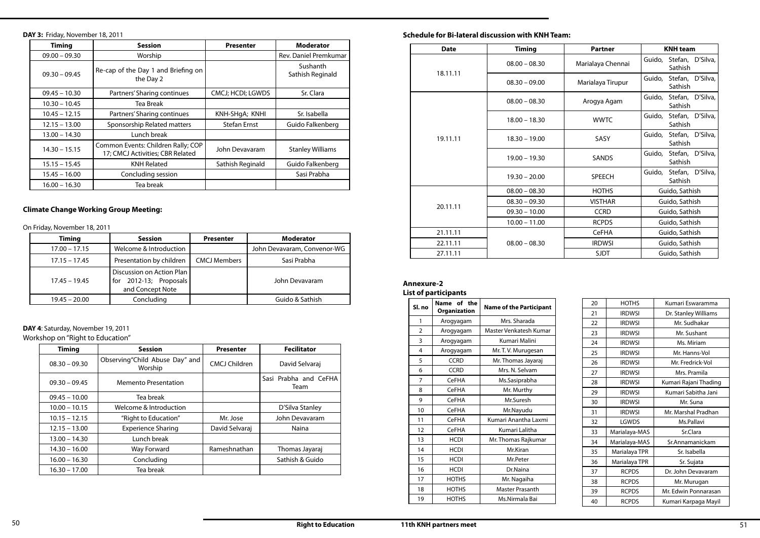**DAY 3:** Friday, November 18, 2011

| Timing | Session | Presenter | Moderator |
|---|---|---|---|
| 09.00 – 09.30 | Worship | | Rev. Daniel Premkumar |
| 09.30 – 09.45 | Re-cap of the Day 1 and Briefing on the Day 2 | | Sushanth Sathish Reginald |
| 09.45 – 10.30 | Partners' Sharing continues | CMCJ; HCDI; LGWDS | Sr. Clara |
| 10.30 – 10.45 | Tea Break | | |
| 10.45 – 12.15 | Partners' Sharing continues | KNH-SHgA; KNHI | Sr. Isabella |
| 12.15 – 13.00 | Sponsorship Related matters | Stefan Ernst | Guido Falkenberg |
| 13.00 – 14.30 | Lunch break | | |
| 14.30 – 15.15 | Common Events: Children Rally; COP 17; CMCJ Activities; CBR Related | John Devavaram | Stanley Williams |
| 15.15 – 15.45 | KNH Related | Sathish Reginald | Guido Falkenberg |
| 15.45 – 16.00 | Concluding session | | Sasi Prabha |
| 16.00 – 16.30 | Tea break | | |

**Climate Change Working Group Meeting:**

On Friday, November 18, 2011

| Timing | Session | Presenter | Moderator |
|---|---|---|---|
| 17.00 – 17.15 | Welcome & Introduction | | John Devavaram, Convenor-WG |
| 17.15 – 17.45 | Presentation by children | CMCJ Members | Sasi Prabha |
| 17.45 – 19.45 | Discussion on Action Plan for 2012-13; Proposals and Concept Note | | John Devavaram |
| 19.45 – 20.00 | Concluding | | Guido & Sathish |

**DAY 4**: Saturday, November 19, 2011
Workshop on "Right to Education"

| Timing | Session | Presenter | Fecilitator |
|---|---|---|---|
| 08.30 – 09.30 | Observing"Child Abuse Day" and Worship | CMCJ Children | David Selvaraj |
| 09.30 – 09.45 | Memento Presentation | | Sasi Prabha and CeFHA Team |
| 09.45 – 10.00 | Tea break | | |
| 10.00 – 10.15 | Welcome & Introduction | | D'Silva Stanley |
| 10.15 – 12.15 | "Right to Education" | Mr. Jose | John Devavaram |
| 12.15 – 13.00 | Experience Sharing | David Selvaraj | Naina |
| 13.00 – 14.30 | Lunch break | | |
| 14.30 – 16.00 | Way Forward | Rameshnathan | Thomas Jayaraj |
| 16.00 – 16.30 | Concluding | | Sathish & Guido |
| 16.30 – 17.00 | Tea break | | |

**Schedule for Bi-lateral discussion with KNH Team:**

| Date | Timing | Partner | KNH team |
|---|---|---|---|
| 18.11.11 | 08.00 – 08.30 | Marialaya Chennai | Guido, Stefan, D'Silva, Sathish |
| | 08.30 – 09.00 | Marialaya Tirupur | Guido, Stefan, D'Silva, Sathish |
| 19.11.11 | 08.00 – 08.30 | Arogya Agam | Guido, Stefan, D'Silva, Sathish |
| | 18.00 – 18.30 | WWTC | Guido, Stefan, D'Silva, Sathish |
| | 18.30 – 19.00 | SASY | Guido, Stefan, D'Silva, Sathish |
| | 19.00 – 19.30 | SANDS | Guido, Stefan, D'Silva, Sathish |
| | 19.30 – 20.00 | SPEECH | Guido, Stefan, D'Silva, Sathish |
| 20.11.11 | 08.00 – 08.30 | HOTHS | Guido, Sathish |
| | 08.30 – 09.30 | VISTHAR | Guido, Sathish |
| | 09.30 – 10.00 | CCRD | Guido, Sathish |
| | 10.00 – 11.00 | RCPDS | Guido, Sathish |
| 21.11.11 | 08.00 – 08.30 | CeFHA | Guido, Sathish |
| 22.11.11 | | IRDWSI | Guido, Sathish |
| 27.11.11 | | SJDT | Guido, Sathish |

**Annexure-2**
**List of participants**

| Sl. no | Name of the Organization | Name of the Participant |
|---|---|---|
| 1 | Arogyagam | Mrs. Sharada |
| 2 | Arogyagam | Master Venkatesh Kumar |
| 3 | Arogyagam | Kumari Malini |
| 4 | Arogyagam | Mr. T. V. Murugesan |
| 5 | CCRD | Mr. Thomas Jayaraj |
| 6 | CCRD | Mrs. N. Selvam |
| 7 | CeFHA | Ms.Sasiprabha |
| 8 | CeFHA | Mr. Murthy |
| 9 | CeFHA | Mr.Suresh |
| 10 | CeFHA | Mr.Nayudu |
| 11 | CeFHA | Kumari Anantha Laxmi |
| 12 | CeFHA | Kumari Lalitha |
| 13 | HCDI | Mr. Thomas Rajkumar |
| 14 | HCDI | Mr.Kiran |
| 15 | HCDI | Mr.Peter |
| 16 | HCDI | Dr.Naina |
| 17 | HOTHS | Mr. Nagaiha |
| 18 | HOTHS | Master Prasanth |
| 19 | HOTHS | Ms.Nirmala Bai |
| 20 | HOTHS | Kumari Eswaramma |
| 21 | IRDWSI | Dr. Stanley Williams |
| 22 | IRDWSI | Mr. Sudhakar |
| 23 | IRDWSI | Mr. Sushant |
| 24 | IRDWSI | Ms. Miriam |
| 25 | IRDWSI | Mr. Hanns-Vol |
| 26 | IRDWSI | Mr. Fredrick-Vol |
| 27 | IRDWSI | Mrs. Pramila |
| 28 | IRDWSI | Kumari Rajani Thading |
| 29 | IRDWSI | Kumari Sabitha Jani |
| 30 | IRDWSI | Mr. Suna |
| 31 | IRDWSI | Mr. Marshal Pradhan |
| 32 | LGWDS | Ms.Pallavi |
| 33 | Marialaya-MAS | Sr.Clara |
| 34 | Marialaya-MAS | Sr.Annamanickam |
| 35 | Marialaya TPR | Sr. Isabella |
| 36 | Marialaya TPR | Sr. Sujata |
| 37 | RCPDS | Dr. John Devavaram |
| 38 | RCPDS | Mr. Murugan |
| 39 | RCPDS | Mr. Edwin Ponnarasan |
| 40 | RCPDS | Kumari Karpaga Mayil |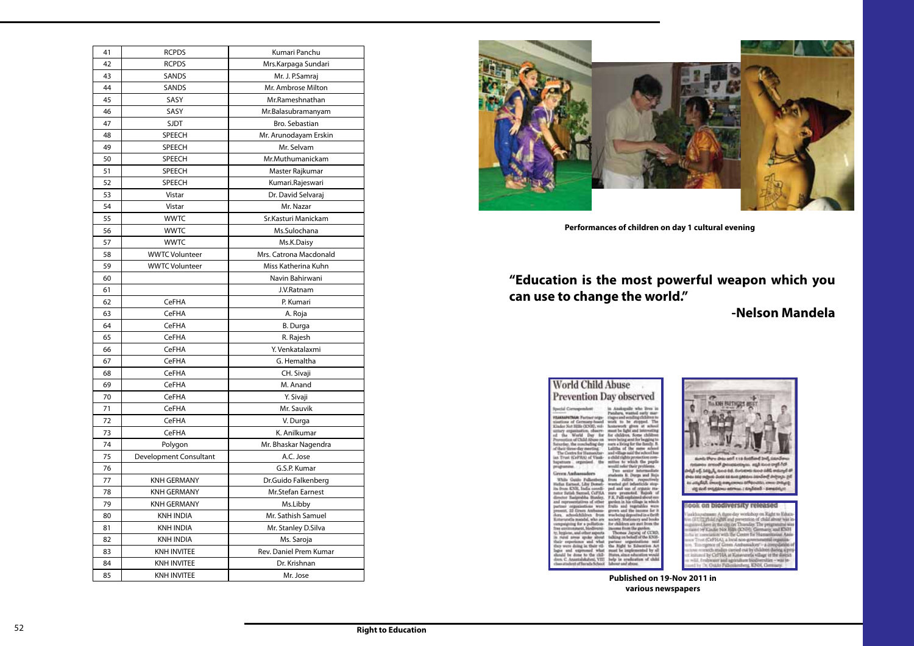| 41 | RCPDS | Kumari Panchu |
|---|---|---|
| 42 | RCPDS | Mrs.Karpaga Sundari |
| 43 | SANDS | Mr. J. P.Samraj |
| 44 | SANDS | Mr. Ambrose Milton |
| 45 | SASY | Mr.Rameshnathan |
| 46 | SASY | Mr.Balasubramanyam |
| 47 | SJDT | Bro. Sebastian |
| 48 | SPEECH | Mr. Arunodayam Erskin |
| 49 | SPEECH | Mr. Selvam |
| 50 | SPEECH | Mr.Muthumanickam |
| 51 | SPEECH | Master Rajkumar |
| 52 | SPEECH | Kumari.Rajeswari |
| 53 | Vistar | Dr. David Selvaraj |
| 54 | Vistar | Mr. Nazar |
| 55 | WWTC | Sr.Kasturi Manickam |
| 56 | WWTC | Ms.Sulochana |
| 57 | WWTC | Ms.K.Daisy |
| 58 | WWTC Volunteer | Mrs. Catrona Macdonald |
| 59 | WWTC Volunteer | Miss Katherina Kuhn |
| 60 | | Navin Bahirwani |
| 61 | | J.V.Ratnam |
| 62 | CeFHA | P. Kumari |
| 63 | CeFHA | A. Roja |
| 64 | CeFHA | B. Durga |
| 65 | CeFHA | R. Rajesh |
| 66 | CeFHA | Y. Venkatalaxmi |
| 67 | CeFHA | G. Hemaltha |
| 68 | CeFHA | CH. Sivaji |
| 69 | CeFHA | M. Anand |
| 70 | CeFHA | Y. Sivaji |
| 71 | CeFHA | Mr. Sauvik |
| 72 | CeFHA | V. Durga |
| 73 | CeFHA | K. Anilkumar |
| 74 | Polygon | Mr. Bhaskar Nagendra |
| 75 | Development Consultant | A.C. Jose |
| 76 | | G.S.P. Kumar |
| 77 | KNH GERMANY | Dr.Guido Falkenberg |
| 78 | KNH GERMANY | Mr.Stefan Earnest |
| 79 | KNH GERMANY | Ms.Libby |
| 80 | KNH INDIA | Mr. Sathish Samuel |
| 81 | KNH INDIA | Mr. Stanley D.Silva |
| 82 | KNH INDIA | Ms. Saroja |
| 83 | KNH INVITEE | Rev. Daniel Prem Kumar |
| 84 | KNH INVITEE | Dr. Krishnan |
| 85 | KNH INVITEE | Mr. Jose |

**Performances of children on day 1 cultural evening**

**"Education is the most powerful weapon which you can use to change the world."**

**-Nelson Mandela**

**Published on 19-Nov 2011 in various newspapers**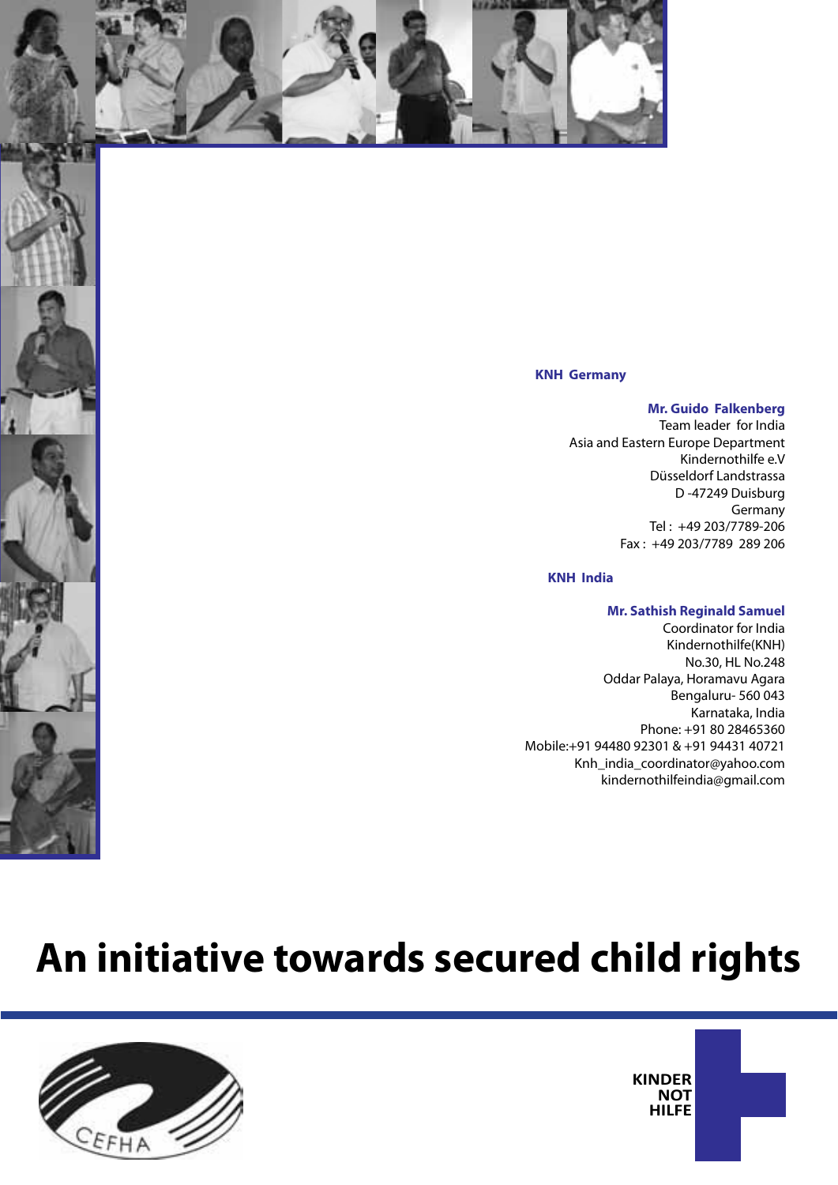**KNH Germany**

**Mr. Guido Falkenberg**
Team leader for India
Asia and Eastern Europe Department
Kindernothilfe e.V
Düsseldorf Landstrassa
D -47249 Duisburg
Germany
Tel : +49 203/7789-206
Fax : +49 203/7789 289 206

**KNH India**

**Mr. Sathish Reginald Samuel**
Coordinator for India
Kindernothilfe(KNH)
No.30, HL No.248
Oddar Palaya, Horamavu Agara
Bengaluru- 560 043
Karnataka, India
Phone: +91 80 28465360
Mobile:+91 94480 92301 & +91 94431 40721
Knh_india_coordinator@yahoo.com
kindernothilfeindia@gmail.com

# An initiative towards secured child rights

CEFHA

KINDER
NOT
HILFE